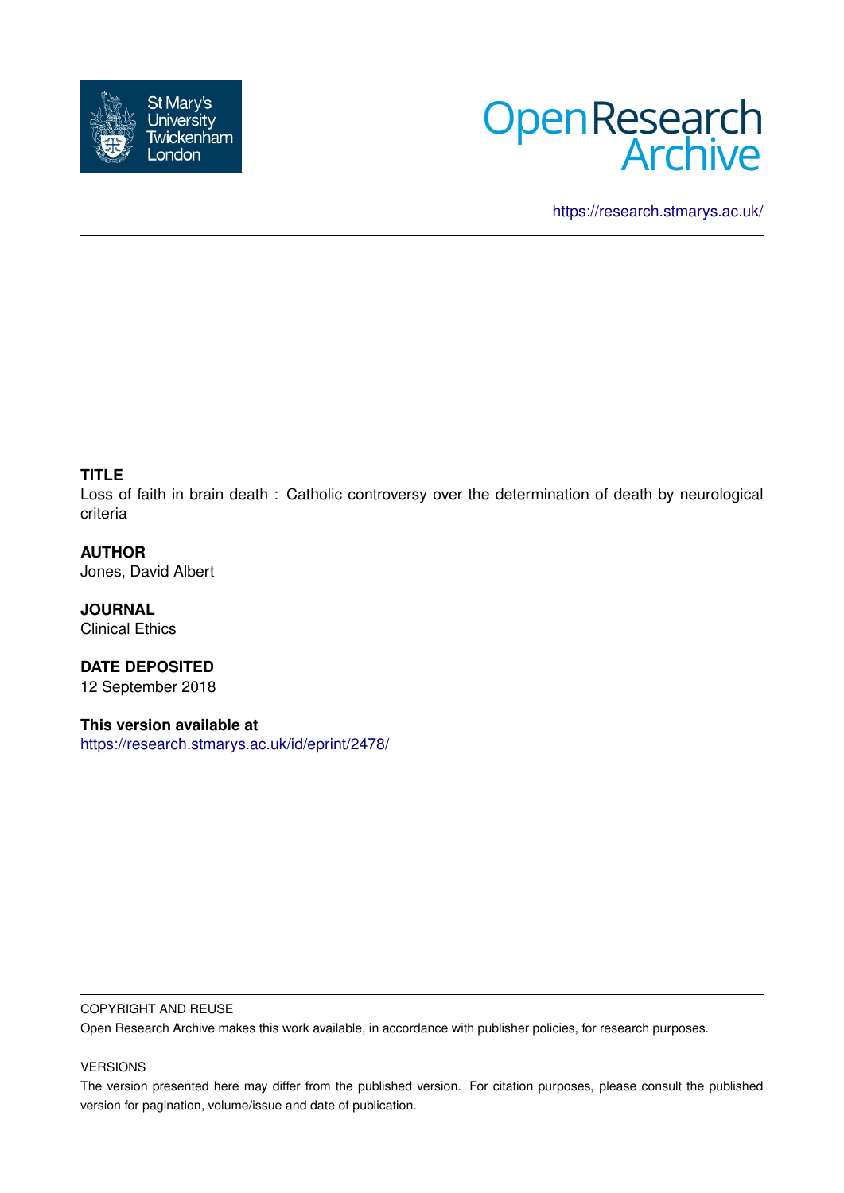St Mary's University Twickenham London

# Open Research Archive

https://research.stmarys.ac.uk/

**TITLE**

Loss of faith in brain death : Catholic controversy over the determination of death by neurological criteria

**AUTHOR**

Jones, David Albert

**JOURNAL**

Clinical Ethics

**DATE DEPOSITED**

12 September 2018

**This version available at**

https://research.stmarys.ac.uk/id/eprint/2478/

COPYRIGHT AND REUSE

Open Research Archive makes this work available, in accordance with publisher policies, for research purposes.

VERSIONS

The version presented here may differ from the published version. For citation purposes, please consult the published version for pagination, volume/issue and date of publication.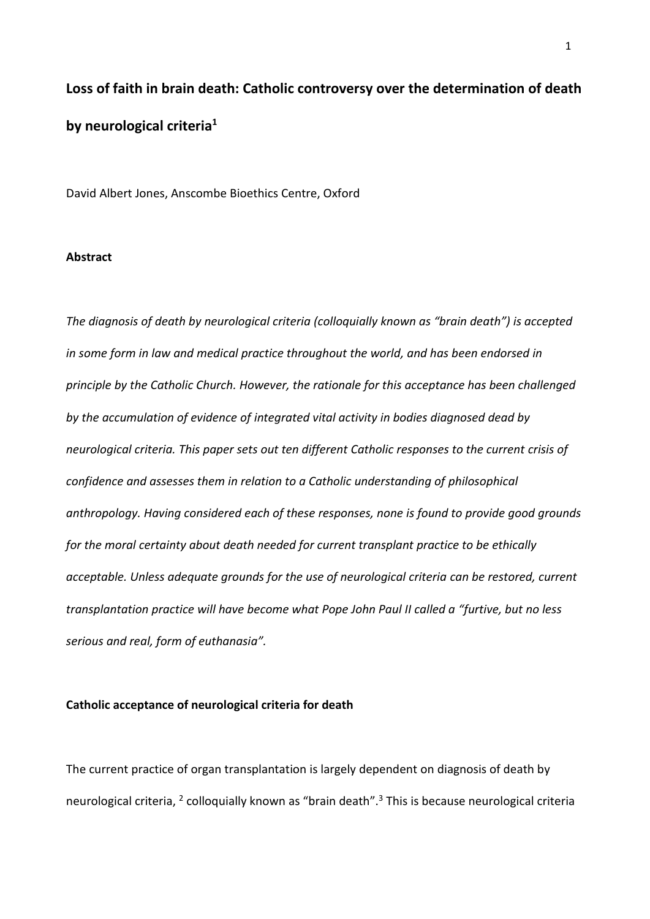# Loss of faith in brain death: Catholic controversy over the determination of death by neurological criteria[1]

David Albert Jones, Anscombe Bioethics Centre, Oxford

**Abstract**

*The diagnosis of death by neurological criteria (colloquially known as "brain death") is accepted in some form in law and medical practice throughout the world, and has been endorsed in principle by the Catholic Church. However, the rationale for this acceptance has been challenged by the accumulation of evidence of integrated vital activity in bodies diagnosed dead by neurological criteria. This paper sets out ten different Catholic responses to the current crisis of confidence and assesses them in relation to a Catholic understanding of philosophical anthropology. Having considered each of these responses, none is found to provide good grounds for the moral certainty about death needed for current transplant practice to be ethically acceptable. Unless adequate grounds for the use of neurological criteria can be restored, current transplantation practice will have become what Pope John Paul II called a "furtive, but no less serious and real, form of euthanasia".*

**Catholic acceptance of neurological criteria for death**

The current practice of organ transplantation is largely dependent on diagnosis of death by neurological criteria, [2] colloquially known as "brain death".[3] This is because neurological criteria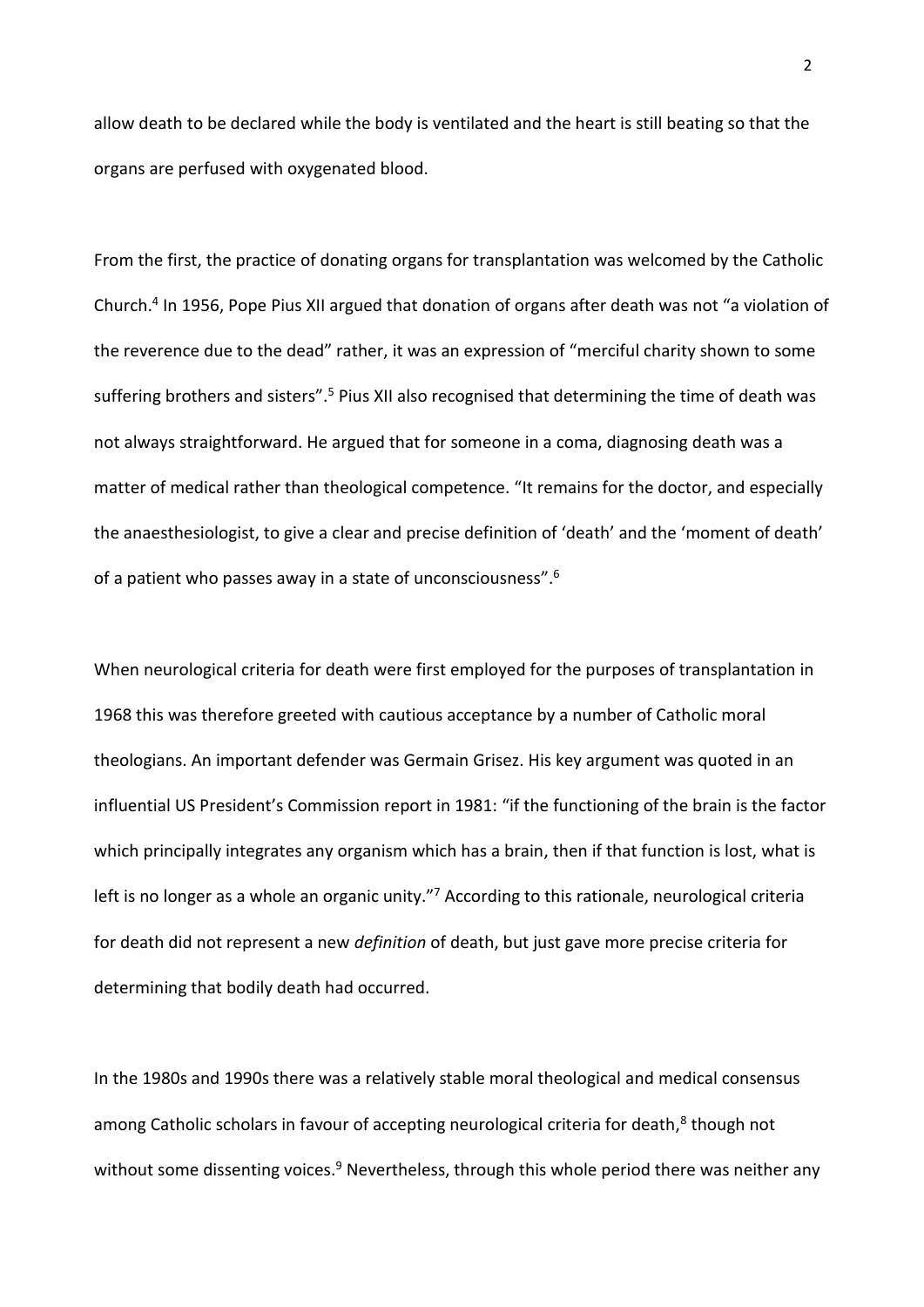allow death to be declared while the body is ventilated and the heart is still beating so that the organs are perfused with oxygenated blood.

From the first, the practice of donating organs for transplantation was welcomed by the Catholic Church.[4] In 1956, Pope Pius XII argued that donation of organs after death was not "a violation of the reverence due to the dead" rather, it was an expression of "merciful charity shown to some suffering brothers and sisters".[5] Pius XII also recognised that determining the time of death was not always straightforward. He argued that for someone in a coma, diagnosing death was a matter of medical rather than theological competence. "It remains for the doctor, and especially the anaesthesiologist, to give a clear and precise definition of 'death' and the 'moment of death' of a patient who passes away in a state of unconsciousness".[6]

When neurological criteria for death were first employed for the purposes of transplantation in 1968 this was therefore greeted with cautious acceptance by a number of Catholic moral theologians. An important defender was Germain Grisez. His key argument was quoted in an influential US President's Commission report in 1981: "if the functioning of the brain is the factor which principally integrates any organism which has a brain, then if that function is lost, what is left is no longer as a whole an organic unity."[7] According to this rationale, neurological criteria for death did not represent a new *definition* of death, but just gave more precise criteria for determining that bodily death had occurred.

In the 1980s and 1990s there was a relatively stable moral theological and medical consensus among Catholic scholars in favour of accepting neurological criteria for death,[8] though not without some dissenting voices.[9] Nevertheless, through this whole period there was neither any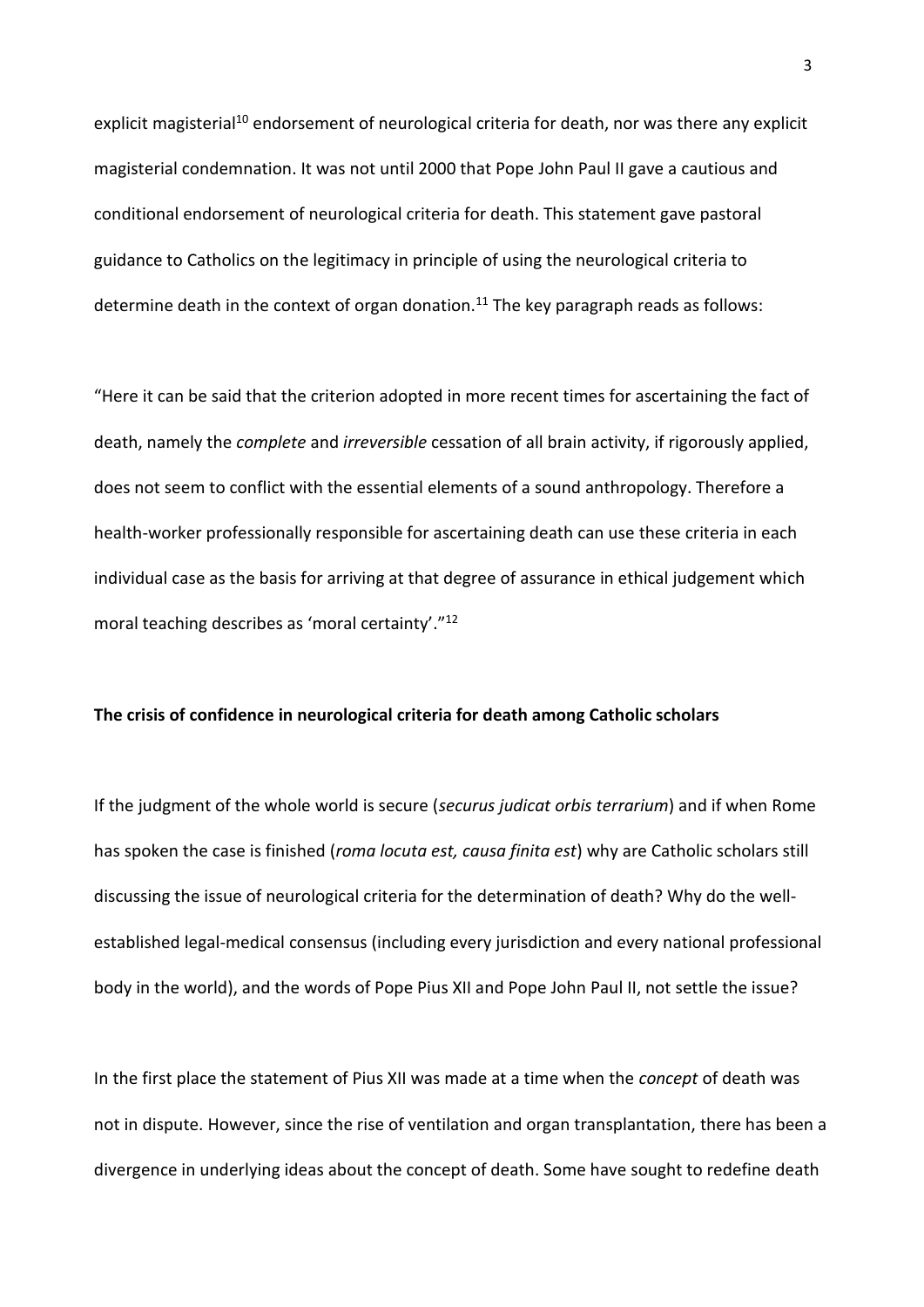explicit magisterial[10] endorsement of neurological criteria for death, nor was there any explicit magisterial condemnation. It was not until 2000 that Pope John Paul II gave a cautious and conditional endorsement of neurological criteria for death. This statement gave pastoral guidance to Catholics on the legitimacy in principle of using the neurological criteria to determine death in the context of organ donation.[11] The key paragraph reads as follows:

"Here it can be said that the criterion adopted in more recent times for ascertaining the fact of death, namely the *complete* and *irreversible* cessation of all brain activity, if rigorously applied, does not seem to conflict with the essential elements of a sound anthropology. Therefore a health-worker professionally responsible for ascertaining death can use these criteria in each individual case as the basis for arriving at that degree of assurance in ethical judgement which moral teaching describes as 'moral certainty'."[12]

**The crisis of confidence in neurological criteria for death among Catholic scholars**

If the judgment of the whole world is secure (*securus judicat orbis terrarium*) and if when Rome has spoken the case is finished (*roma locuta est, causa finita est*) why are Catholic scholars still discussing the issue of neurological criteria for the determination of death? Why do the well-established legal-medical consensus (including every jurisdiction and every national professional body in the world), and the words of Pope Pius XII and Pope John Paul II, not settle the issue?

In the first place the statement of Pius XII was made at a time when the *concept* of death was not in dispute. However, since the rise of ventilation and organ transplantation, there has been a divergence in underlying ideas about the concept of death. Some have sought to redefine death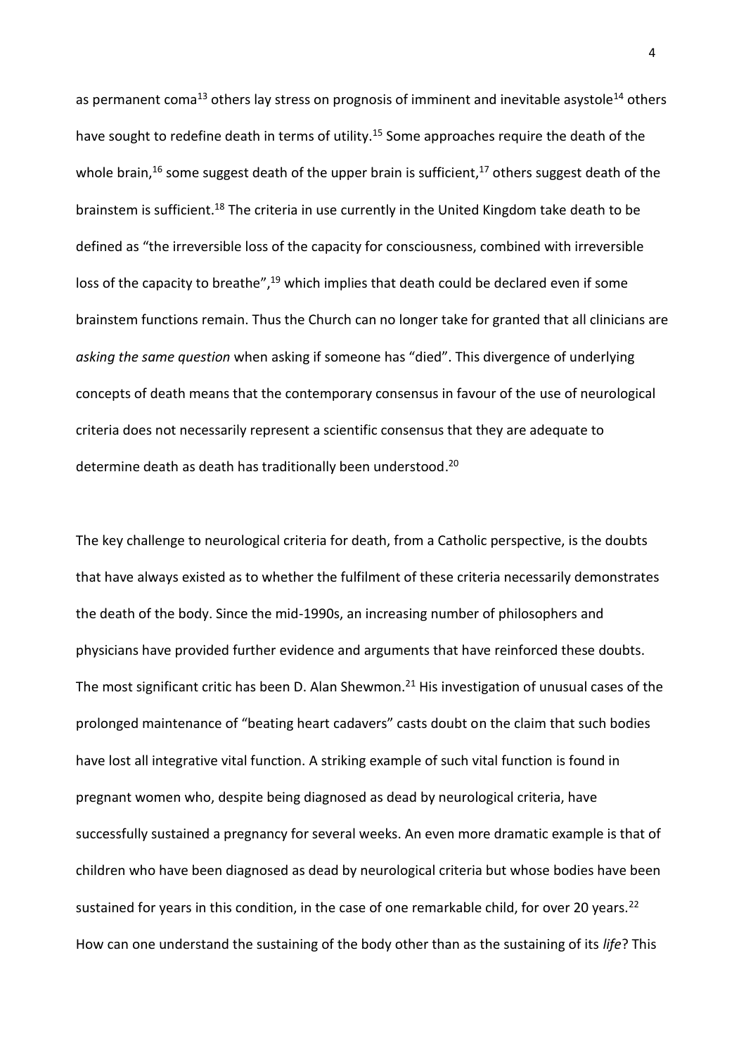as permanent coma[13] others lay stress on prognosis of imminent and inevitable asystole[14] others have sought to redefine death in terms of utility.[15] Some approaches require the death of the whole brain,[16] some suggest death of the upper brain is sufficient,[17] others suggest death of the brainstem is sufficient.[18] The criteria in use currently in the United Kingdom take death to be defined as "the irreversible loss of the capacity for consciousness, combined with irreversible loss of the capacity to breathe",[19] which implies that death could be declared even if some brainstem functions remain. Thus the Church can no longer take for granted that all clinicians are *asking the same question* when asking if someone has "died". This divergence of underlying concepts of death means that the contemporary consensus in favour of the use of neurological criteria does not necessarily represent a scientific consensus that they are adequate to determine death as death has traditionally been understood.[20]

The key challenge to neurological criteria for death, from a Catholic perspective, is the doubts that have always existed as to whether the fulfilment of these criteria necessarily demonstrates the death of the body. Since the mid-1990s, an increasing number of philosophers and physicians have provided further evidence and arguments that have reinforced these doubts. The most significant critic has been D. Alan Shewmon.[21] His investigation of unusual cases of the prolonged maintenance of "beating heart cadavers" casts doubt on the claim that such bodies have lost all integrative vital function. A striking example of such vital function is found in pregnant women who, despite being diagnosed as dead by neurological criteria, have successfully sustained a pregnancy for several weeks. An even more dramatic example is that of children who have been diagnosed as dead by neurological criteria but whose bodies have been sustained for years in this condition, in the case of one remarkable child, for over 20 years.[22] How can one understand the sustaining of the body other than as the sustaining of its *life*? This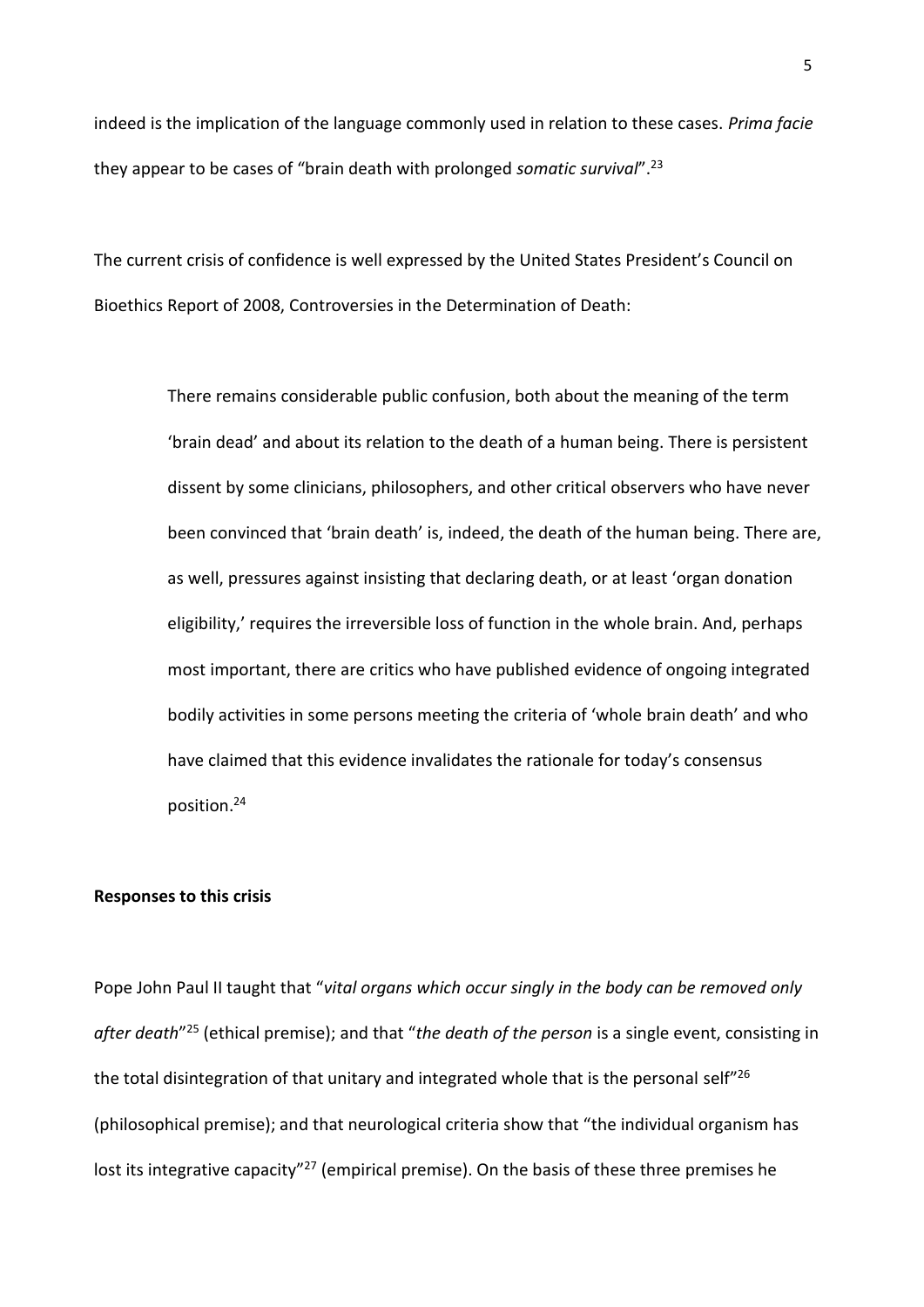indeed is the implication of the language commonly used in relation to these cases. *Prima facie* they appear to be cases of "brain death with prolonged *somatic survival*".[23]

The current crisis of confidence is well expressed by the United States President's Council on Bioethics Report of 2008, Controversies in the Determination of Death:

> There remains considerable public confusion, both about the meaning of the term 'brain dead' and about its relation to the death of a human being. There is persistent dissent by some clinicians, philosophers, and other critical observers who have never been convinced that 'brain death' is, indeed, the death of the human being. There are, as well, pressures against insisting that declaring death, or at least 'organ donation eligibility,' requires the irreversible loss of function in the whole brain. And, perhaps most important, there are critics who have published evidence of ongoing integrated bodily activities in some persons meeting the criteria of 'whole brain death' and who have claimed that this evidence invalidates the rationale for today's consensus position.[24]

**Responses to this crisis**

Pope John Paul II taught that "*vital organs which occur singly in the body can be removed only after death*"[25] (ethical premise); and that "*the death of the person* is a single event, consisting in the total disintegration of that unitary and integrated whole that is the personal self"[26] (philosophical premise); and that neurological criteria show that "the individual organism has lost its integrative capacity"[27] (empirical premise). On the basis of these three premises he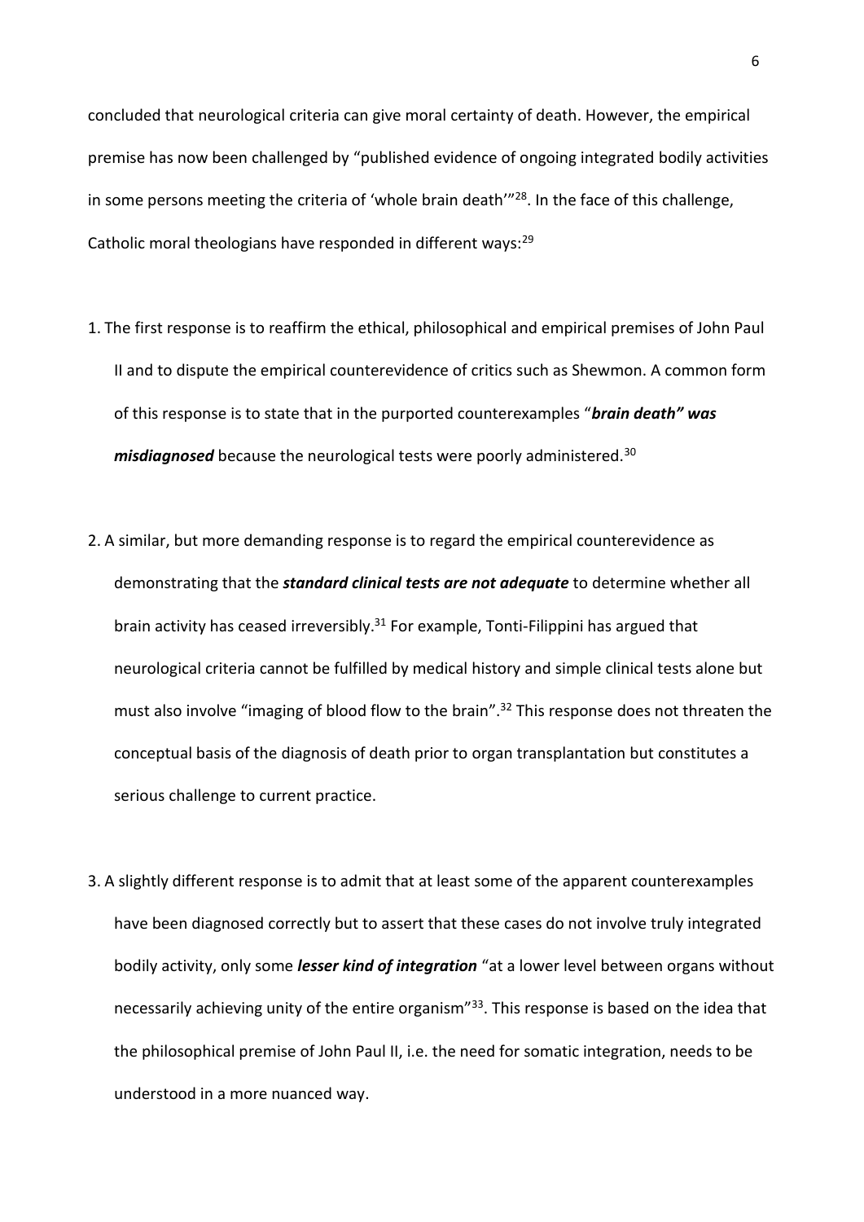concluded that neurological criteria can give moral certainty of death. However, the empirical premise has now been challenged by "published evidence of ongoing integrated bodily activities in some persons meeting the criteria of 'whole brain death'"[28]. In the face of this challenge, Catholic moral theologians have responded in different ways:[29]

1. The first response is to reaffirm the ethical, philosophical and empirical premises of John Paul II and to dispute the empirical counterevidence of critics such as Shewmon. A common form of this response is to state that in the purported counterexamples "***brain death" was misdiagnosed*** because the neurological tests were poorly administered.[30]

2. A similar, but more demanding response is to regard the empirical counterevidence as demonstrating that the ***standard clinical tests are not adequate*** to determine whether all brain activity has ceased irreversibly.[31] For example, Tonti-Filippini has argued that neurological criteria cannot be fulfilled by medical history and simple clinical tests alone but must also involve "imaging of blood flow to the brain".[32] This response does not threaten the conceptual basis of the diagnosis of death prior to organ transplantation but constitutes a serious challenge to current practice.

3. A slightly different response is to admit that at least some of the apparent counterexamples have been diagnosed correctly but to assert that these cases do not involve truly integrated bodily activity, only some ***lesser kind of integration*** "at a lower level between organs without necessarily achieving unity of the entire organism"[33]. This response is based on the idea that the philosophical premise of John Paul II, i.e. the need for somatic integration, needs to be understood in a more nuanced way.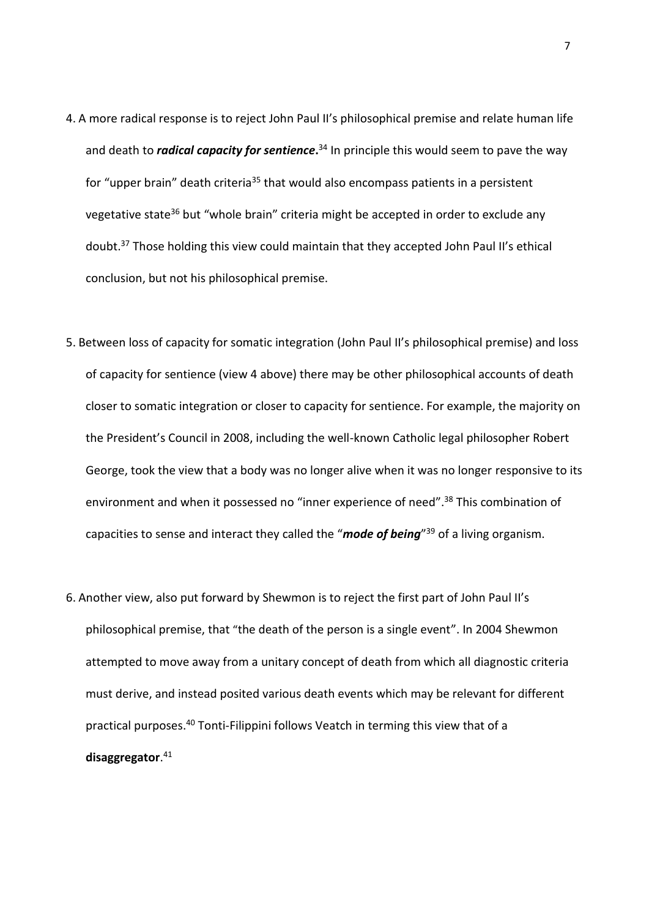4. A more radical response is to reject John Paul II's philosophical premise and relate human life and death to ***radical capacity for sentience*.**[34] In principle this would seem to pave the way for "upper brain" death criteria[35] that would also encompass patients in a persistent vegetative state[36] but "whole brain" criteria might be accepted in order to exclude any doubt.[37] Those holding this view could maintain that they accepted John Paul II's ethical conclusion, but not his philosophical premise.

5. Between loss of capacity for somatic integration (John Paul II's philosophical premise) and loss of capacity for sentience (view 4 above) there may be other philosophical accounts of death closer to somatic integration or closer to capacity for sentience. For example, the majority on the President's Council in 2008, including the well-known Catholic legal philosopher Robert George, took the view that a body was no longer alive when it was no longer responsive to its environment and when it possessed no "inner experience of need".[38] This combination of capacities to sense and interact they called the "***mode of being***"[39] of a living organism.

6. Another view, also put forward by Shewmon is to reject the first part of John Paul II's philosophical premise, that "the death of the person is a single event". In 2004 Shewmon attempted to move away from a unitary concept of death from which all diagnostic criteria must derive, and instead posited various death events which may be relevant for different practical purposes.[40] Tonti-Filippini follows Veatch in terming this view that of a **disaggregator**.[41]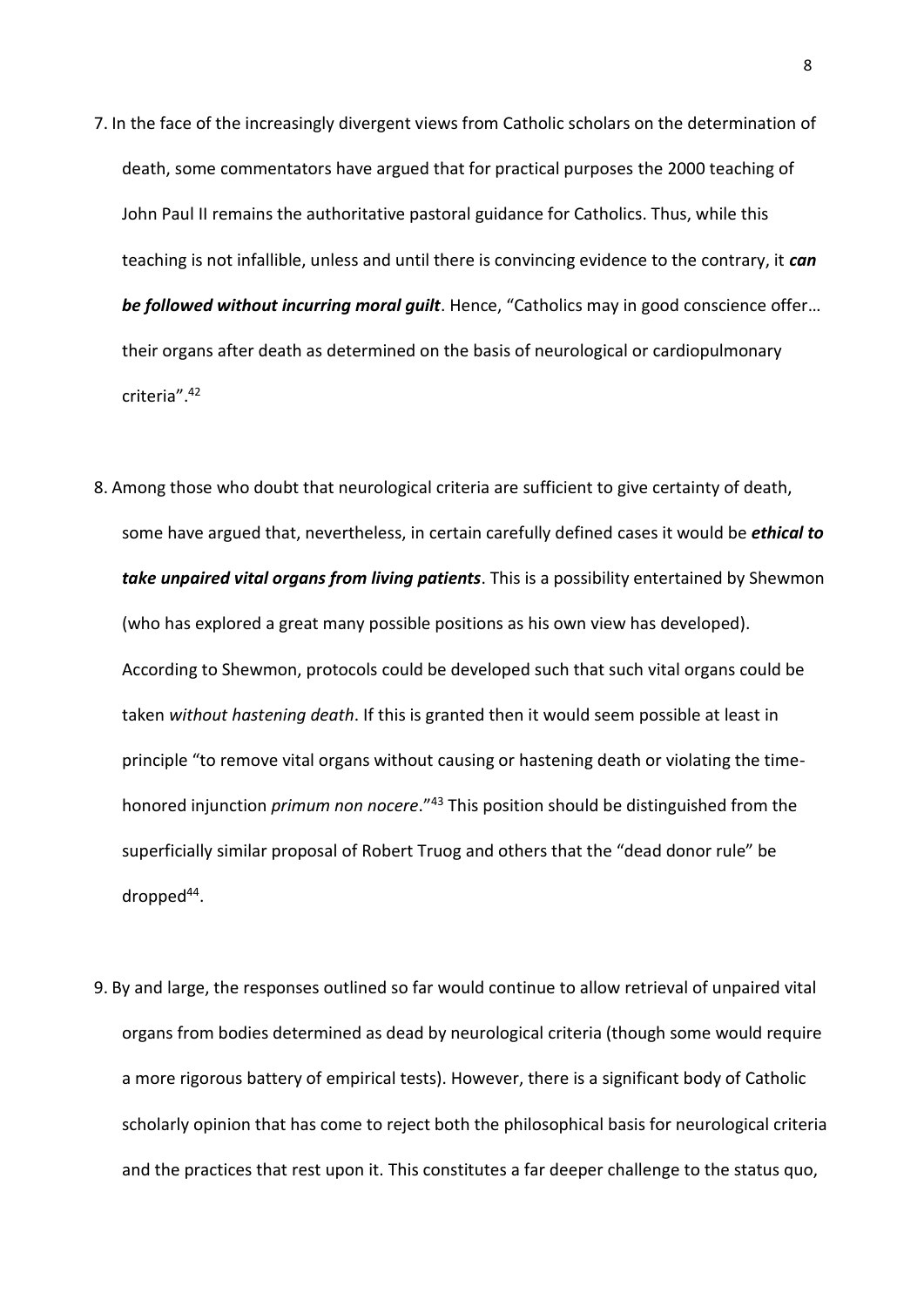7. In the face of the increasingly divergent views from Catholic scholars on the determination of death, some commentators have argued that for practical purposes the 2000 teaching of John Paul II remains the authoritative pastoral guidance for Catholics. Thus, while this teaching is not infallible, unless and until there is convincing evidence to the contrary, it ***can be followed without incurring moral guilt***. Hence, "Catholics may in good conscience offer… their organs after death as determined on the basis of neurological or cardiopulmonary criteria".[42]

8. Among those who doubt that neurological criteria are sufficient to give certainty of death, some have argued that, nevertheless, in certain carefully defined cases it would be ***ethical to take unpaired vital organs from living patients***. This is a possibility entertained by Shewmon (who has explored a great many possible positions as his own view has developed). According to Shewmon, protocols could be developed such that such vital organs could be taken *without hastening death*. If this is granted then it would seem possible at least in principle "to remove vital organs without causing or hastening death or violating the time-honored injunction *primum non nocere*."[43] This position should be distinguished from the superficially similar proposal of Robert Truog and others that the "dead donor rule" be dropped[44].

9. By and large, the responses outlined so far would continue to allow retrieval of unpaired vital organs from bodies determined as dead by neurological criteria (though some would require a more rigorous battery of empirical tests). However, there is a significant body of Catholic scholarly opinion that has come to reject both the philosophical basis for neurological criteria and the practices that rest upon it. This constitutes a far deeper challenge to the status quo,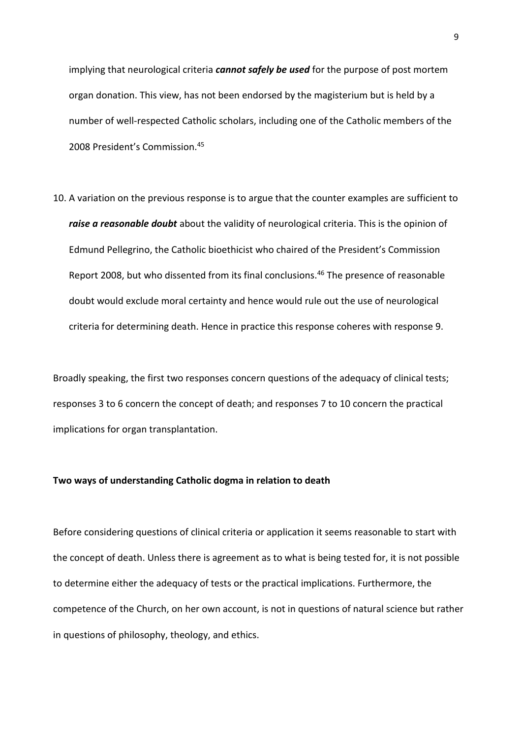implying that neurological criteria ***cannot safely be used*** for the purpose of post mortem organ donation. This view, has not been endorsed by the magisterium but is held by a number of well-respected Catholic scholars, including one of the Catholic members of the 2008 President's Commission.[45]

10. A variation on the previous response is to argue that the counter examples are sufficient to ***raise a reasonable doubt*** about the validity of neurological criteria. This is the opinion of Edmund Pellegrino, the Catholic bioethicist who chaired of the President's Commission Report 2008, but who dissented from its final conclusions.[46] The presence of reasonable doubt would exclude moral certainty and hence would rule out the use of neurological criteria for determining death. Hence in practice this response coheres with response 9.

Broadly speaking, the first two responses concern questions of the adequacy of clinical tests; responses 3 to 6 concern the concept of death; and responses 7 to 10 concern the practical implications for organ transplantation.

**Two ways of understanding Catholic dogma in relation to death**

Before considering questions of clinical criteria or application it seems reasonable to start with the concept of death. Unless there is agreement as to what is being tested for, it is not possible to determine either the adequacy of tests or the practical implications. Furthermore, the competence of the Church, on her own account, is not in questions of natural science but rather in questions of philosophy, theology, and ethics.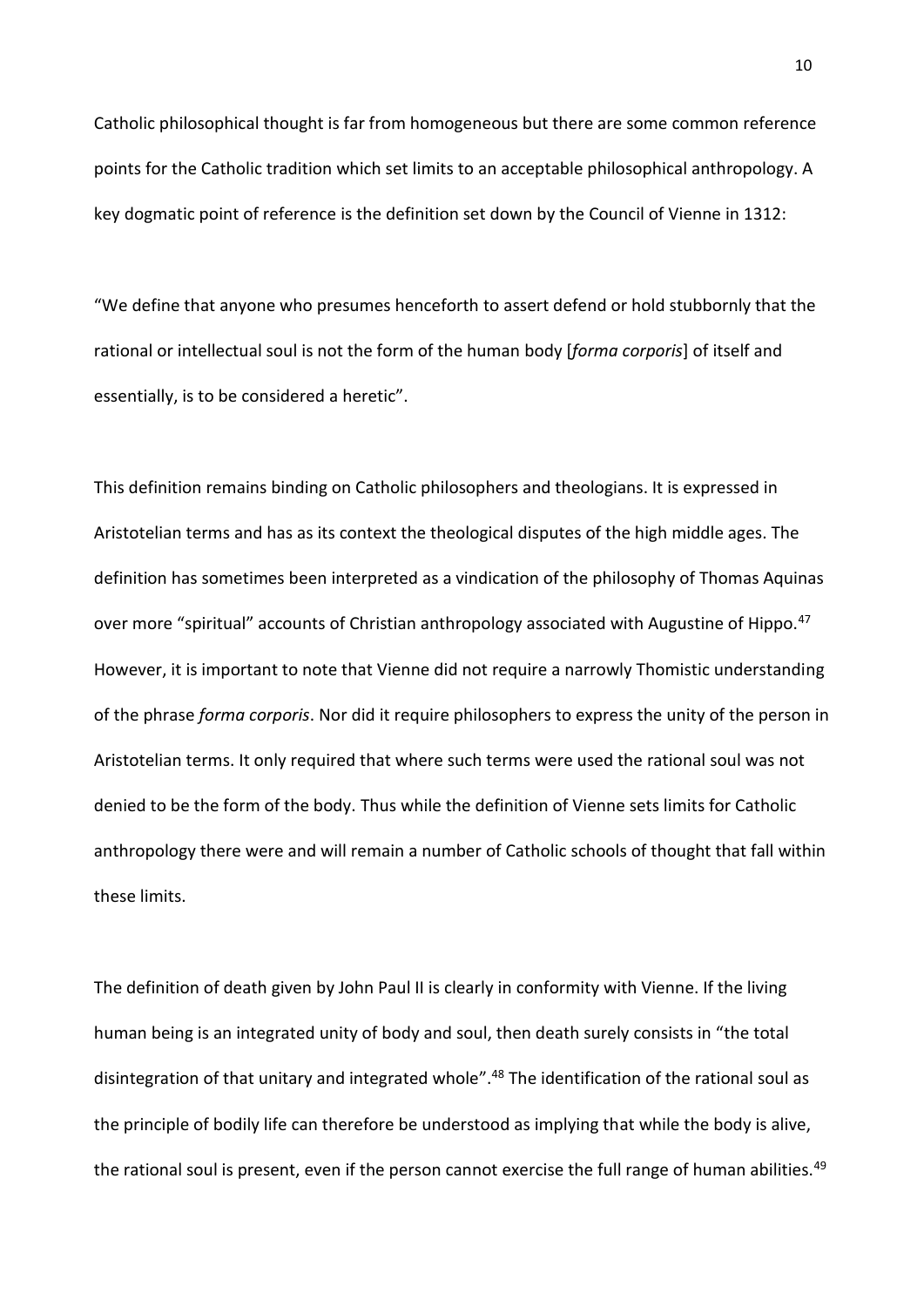Catholic philosophical thought is far from homogeneous but there are some common reference points for the Catholic tradition which set limits to an acceptable philosophical anthropology. A key dogmatic point of reference is the definition set down by the Council of Vienne in 1312:

"We define that anyone who presumes henceforth to assert defend or hold stubbornly that the rational or intellectual soul is not the form of the human body [*forma corporis*] of itself and essentially, is to be considered a heretic".

This definition remains binding on Catholic philosophers and theologians. It is expressed in Aristotelian terms and has as its context the theological disputes of the high middle ages. The definition has sometimes been interpreted as a vindication of the philosophy of Thomas Aquinas over more "spiritual" accounts of Christian anthropology associated with Augustine of Hippo.[47] However, it is important to note that Vienne did not require a narrowly Thomistic understanding of the phrase *forma corporis*. Nor did it require philosophers to express the unity of the person in Aristotelian terms. It only required that where such terms were used the rational soul was not denied to be the form of the body. Thus while the definition of Vienne sets limits for Catholic anthropology there were and will remain a number of Catholic schools of thought that fall within these limits.

The definition of death given by John Paul II is clearly in conformity with Vienne. If the living human being is an integrated unity of body and soul, then death surely consists in "the total disintegration of that unitary and integrated whole".[48] The identification of the rational soul as the principle of bodily life can therefore be understood as implying that while the body is alive, the rational soul is present, even if the person cannot exercise the full range of human abilities.[49]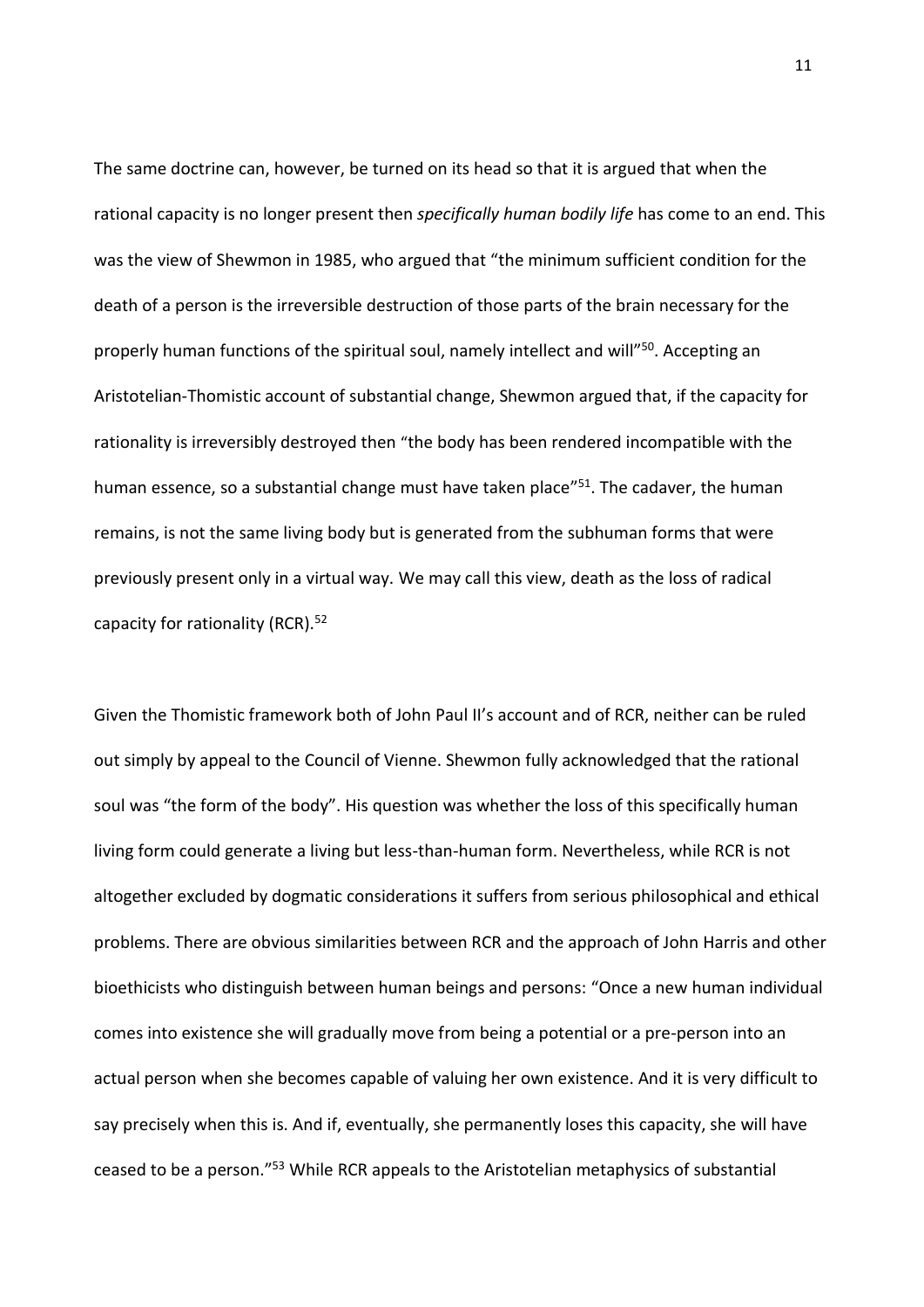The same doctrine can, however, be turned on its head so that it is argued that when the rational capacity is no longer present then *specifically human bodily life* has come to an end. This was the view of Shewmon in 1985, who argued that "the minimum sufficient condition for the death of a person is the irreversible destruction of those parts of the brain necessary for the properly human functions of the spiritual soul, namely intellect and will"[50]. Accepting an Aristotelian-Thomistic account of substantial change, Shewmon argued that, if the capacity for rationality is irreversibly destroyed then "the body has been rendered incompatible with the human essence, so a substantial change must have taken place"[51]. The cadaver, the human remains, is not the same living body but is generated from the subhuman forms that were previously present only in a virtual way. We may call this view, death as the loss of radical capacity for rationality (RCR).[52]

Given the Thomistic framework both of John Paul II's account and of RCR, neither can be ruled out simply by appeal to the Council of Vienne. Shewmon fully acknowledged that the rational soul was "the form of the body". His question was whether the loss of this specifically human living form could generate a living but less-than-human form. Nevertheless, while RCR is not altogether excluded by dogmatic considerations it suffers from serious philosophical and ethical problems. There are obvious similarities between RCR and the approach of John Harris and other bioethicists who distinguish between human beings and persons: "Once a new human individual comes into existence she will gradually move from being a potential or a pre-person into an actual person when she becomes capable of valuing her own existence. And it is very difficult to say precisely when this is. And if, eventually, she permanently loses this capacity, she will have ceased to be a person."[53] While RCR appeals to the Aristotelian metaphysics of substantial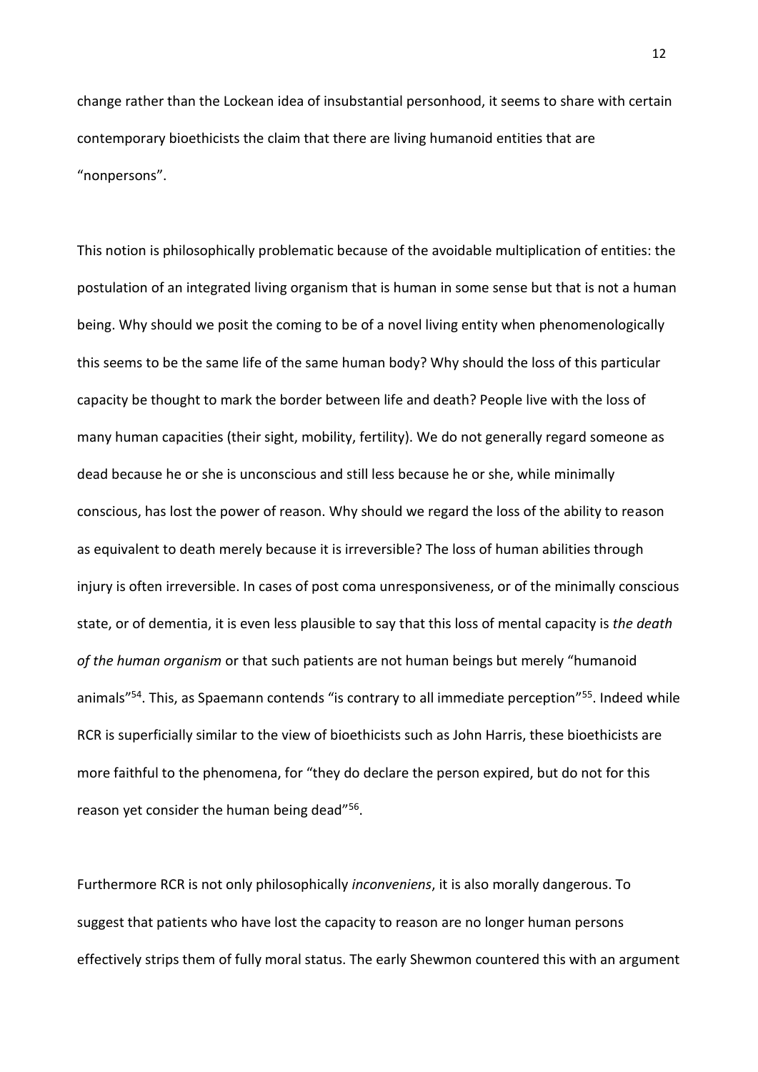change rather than the Lockean idea of insubstantial personhood, it seems to share with certain contemporary bioethicists the claim that there are living humanoid entities that are "nonpersons".

This notion is philosophically problematic because of the avoidable multiplication of entities: the postulation of an integrated living organism that is human in some sense but that is not a human being. Why should we posit the coming to be of a novel living entity when phenomenologically this seems to be the same life of the same human body? Why should the loss of this particular capacity be thought to mark the border between life and death? People live with the loss of many human capacities (their sight, mobility, fertility). We do not generally regard someone as dead because he or she is unconscious and still less because he or she, while minimally conscious, has lost the power of reason. Why should we regard the loss of the ability to reason as equivalent to death merely because it is irreversible? The loss of human abilities through injury is often irreversible. In cases of post coma unresponsiveness, or of the minimally conscious state, or of dementia, it is even less plausible to say that this loss of mental capacity is *the death of the human organism* or that such patients are not human beings but merely "humanoid animals"[54]. This, as Spaemann contends "is contrary to all immediate perception"[55]. Indeed while RCR is superficially similar to the view of bioethicists such as John Harris, these bioethicists are more faithful to the phenomena, for "they do declare the person expired, but do not for this reason yet consider the human being dead"[56].

Furthermore RCR is not only philosophically *inconveniens*, it is also morally dangerous. To suggest that patients who have lost the capacity to reason are no longer human persons effectively strips them of fully moral status. The early Shewmon countered this with an argument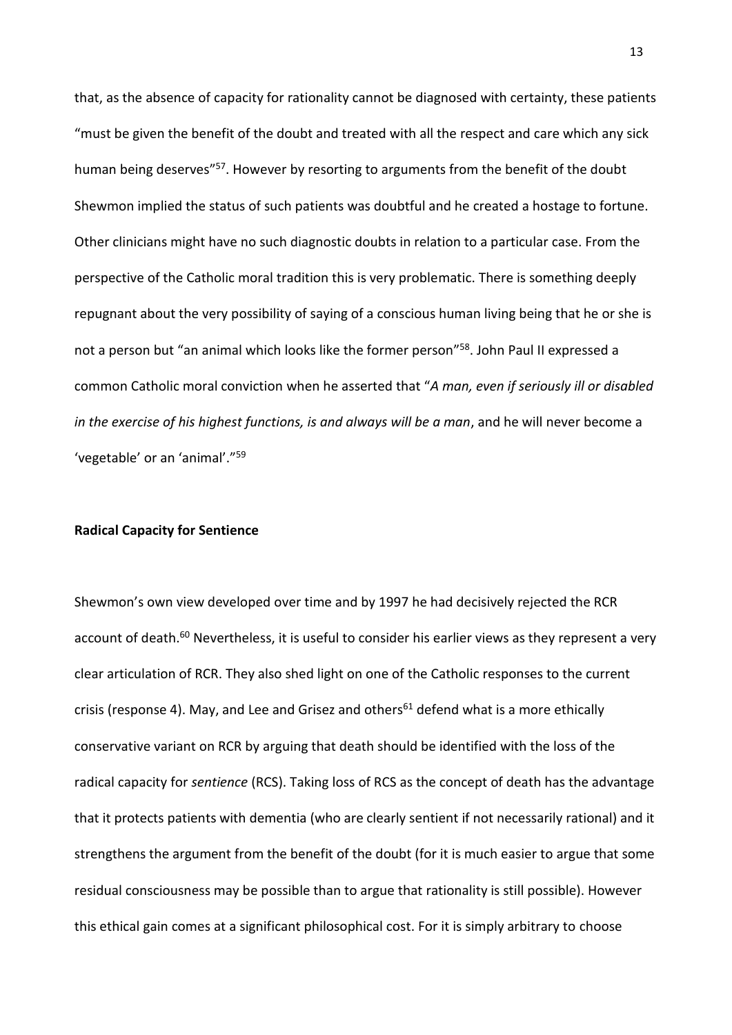that, as the absence of capacity for rationality cannot be diagnosed with certainty, these patients "must be given the benefit of the doubt and treated with all the respect and care which any sick human being deserves"[57]. However by resorting to arguments from the benefit of the doubt Shewmon implied the status of such patients was doubtful and he created a hostage to fortune. Other clinicians might have no such diagnostic doubts in relation to a particular case. From the perspective of the Catholic moral tradition this is very problematic. There is something deeply repugnant about the very possibility of saying of a conscious human living being that he or she is not a person but "an animal which looks like the former person"[58]. John Paul II expressed a common Catholic moral conviction when he asserted that "*A man, even if seriously ill or disabled in the exercise of his highest functions, is and always will be a man*, and he will never become a 'vegetable' or an 'animal'."[59]

**Radical Capacity for Sentience**

Shewmon's own view developed over time and by 1997 he had decisively rejected the RCR account of death.[60] Nevertheless, it is useful to consider his earlier views as they represent a very clear articulation of RCR. They also shed light on one of the Catholic responses to the current crisis (response 4). May, and Lee and Grisez and others[61] defend what is a more ethically conservative variant on RCR by arguing that death should be identified with the loss of the radical capacity for *sentience* (RCS). Taking loss of RCS as the concept of death has the advantage that it protects patients with dementia (who are clearly sentient if not necessarily rational) and it strengthens the argument from the benefit of the doubt (for it is much easier to argue that some residual consciousness may be possible than to argue that rationality is still possible). However this ethical gain comes at a significant philosophical cost. For it is simply arbitrary to choose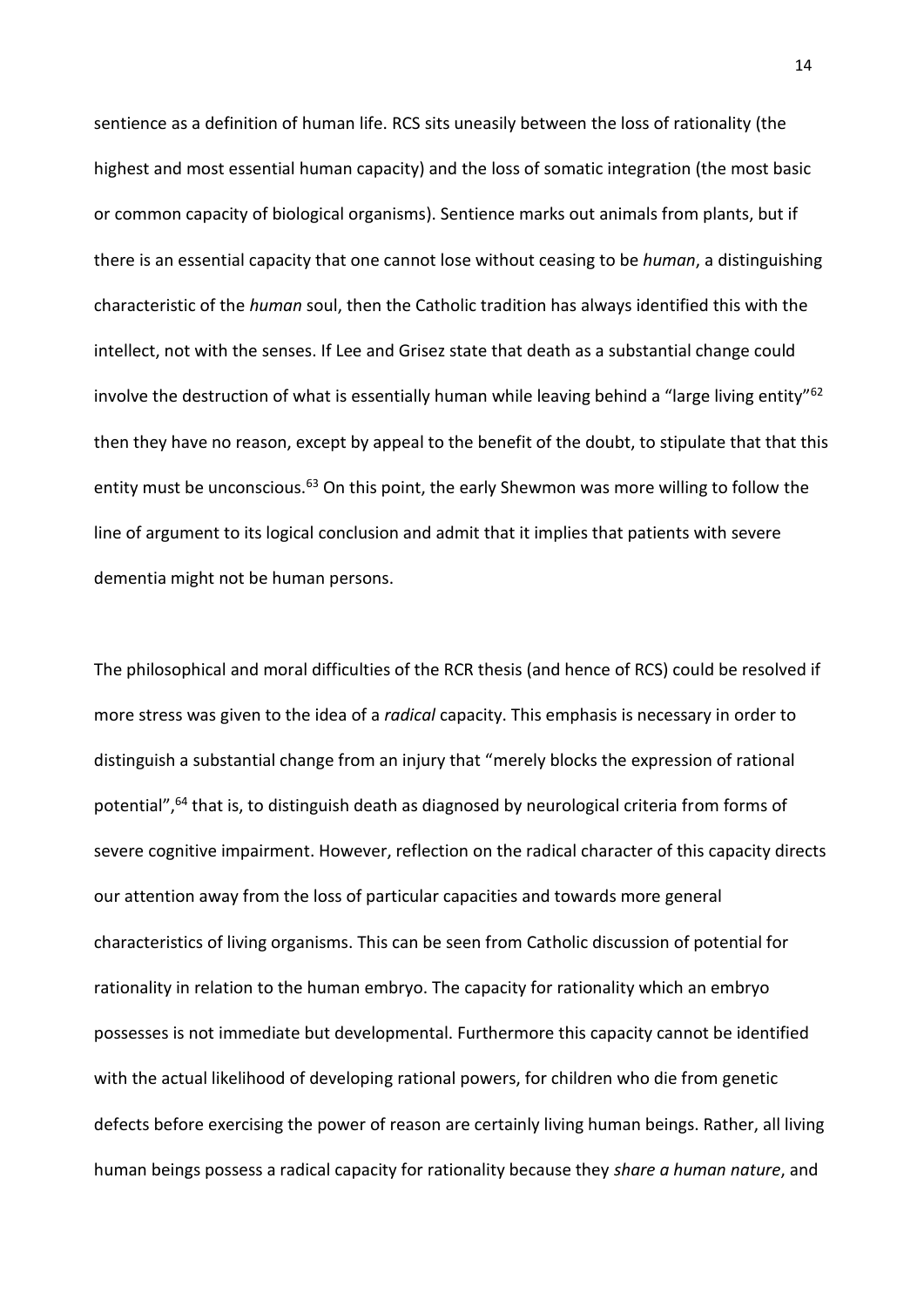sentience as a definition of human life. RCS sits uneasily between the loss of rationality (the highest and most essential human capacity) and the loss of somatic integration (the most basic or common capacity of biological organisms). Sentience marks out animals from plants, but if there is an essential capacity that one cannot lose without ceasing to be *human*, a distinguishing characteristic of the *human* soul, then the Catholic tradition has always identified this with the intellect, not with the senses. If Lee and Grisez state that death as a substantial change could involve the destruction of what is essentially human while leaving behind a "large living entity"[62] then they have no reason, except by appeal to the benefit of the doubt, to stipulate that that this entity must be unconscious.[63] On this point, the early Shewmon was more willing to follow the line of argument to its logical conclusion and admit that it implies that patients with severe dementia might not be human persons.

The philosophical and moral difficulties of the RCR thesis (and hence of RCS) could be resolved if more stress was given to the idea of a *radical* capacity. This emphasis is necessary in order to distinguish a substantial change from an injury that "merely blocks the expression of rational potential",[64] that is, to distinguish death as diagnosed by neurological criteria from forms of severe cognitive impairment. However, reflection on the radical character of this capacity directs our attention away from the loss of particular capacities and towards more general characteristics of living organisms. This can be seen from Catholic discussion of potential for rationality in relation to the human embryo. The capacity for rationality which an embryo possesses is not immediate but developmental. Furthermore this capacity cannot be identified with the actual likelihood of developing rational powers, for children who die from genetic defects before exercising the power of reason are certainly living human beings. Rather, all living human beings possess a radical capacity for rationality because they *share a human nature*, and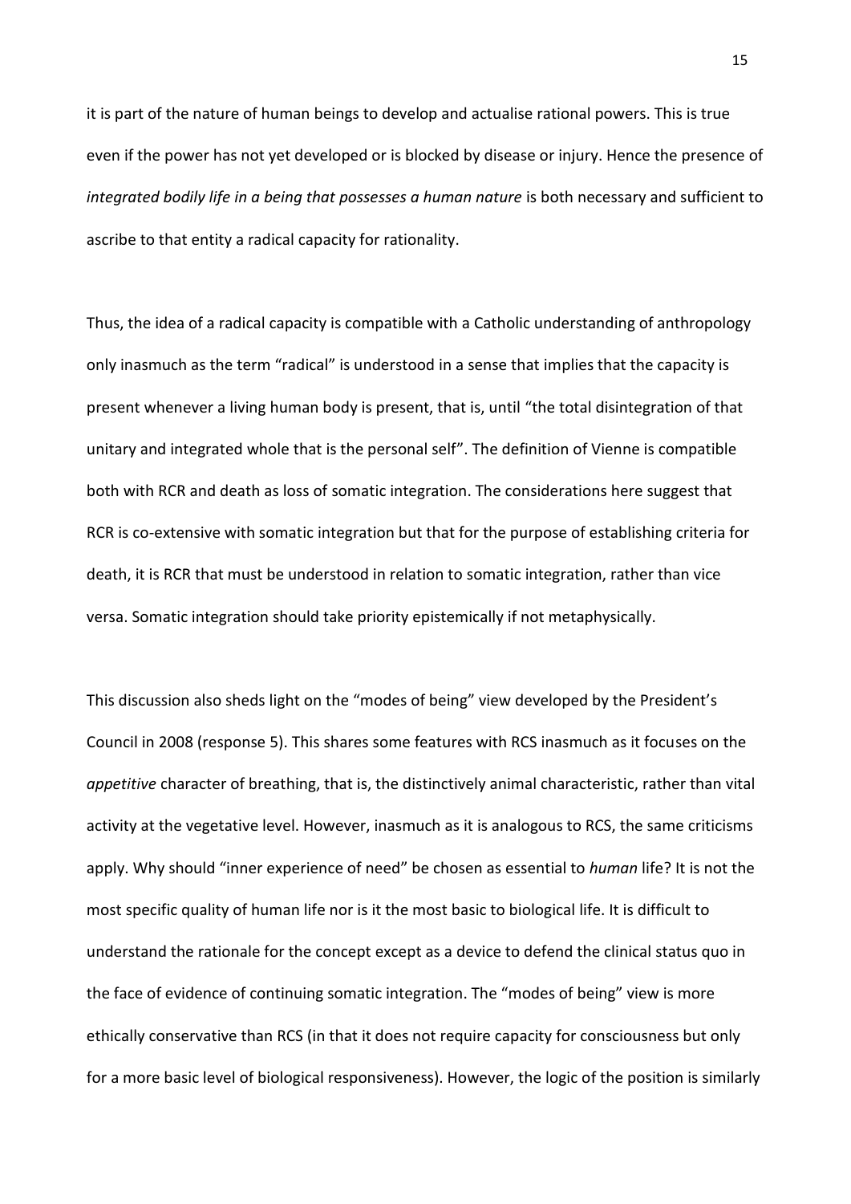it is part of the nature of human beings to develop and actualise rational powers. This is true even if the power has not yet developed or is blocked by disease or injury. Hence the presence of *integrated bodily life in a being that possesses a human nature* is both necessary and sufficient to ascribe to that entity a radical capacity for rationality.

Thus, the idea of a radical capacity is compatible with a Catholic understanding of anthropology only inasmuch as the term "radical" is understood in a sense that implies that the capacity is present whenever a living human body is present, that is, until "the total disintegration of that unitary and integrated whole that is the personal self". The definition of Vienne is compatible both with RCR and death as loss of somatic integration. The considerations here suggest that RCR is co-extensive with somatic integration but that for the purpose of establishing criteria for death, it is RCR that must be understood in relation to somatic integration, rather than vice versa. Somatic integration should take priority epistemically if not metaphysically.

This discussion also sheds light on the "modes of being" view developed by the President's Council in 2008 (response 5). This shares some features with RCS inasmuch as it focuses on the *appetitive* character of breathing, that is, the distinctively animal characteristic, rather than vital activity at the vegetative level. However, inasmuch as it is analogous to RCS, the same criticisms apply. Why should "inner experience of need" be chosen as essential to *human* life? It is not the most specific quality of human life nor is it the most basic to biological life. It is difficult to understand the rationale for the concept except as a device to defend the clinical status quo in the face of evidence of continuing somatic integration. The "modes of being" view is more ethically conservative than RCS (in that it does not require capacity for consciousness but only for a more basic level of biological responsiveness). However, the logic of the position is similarly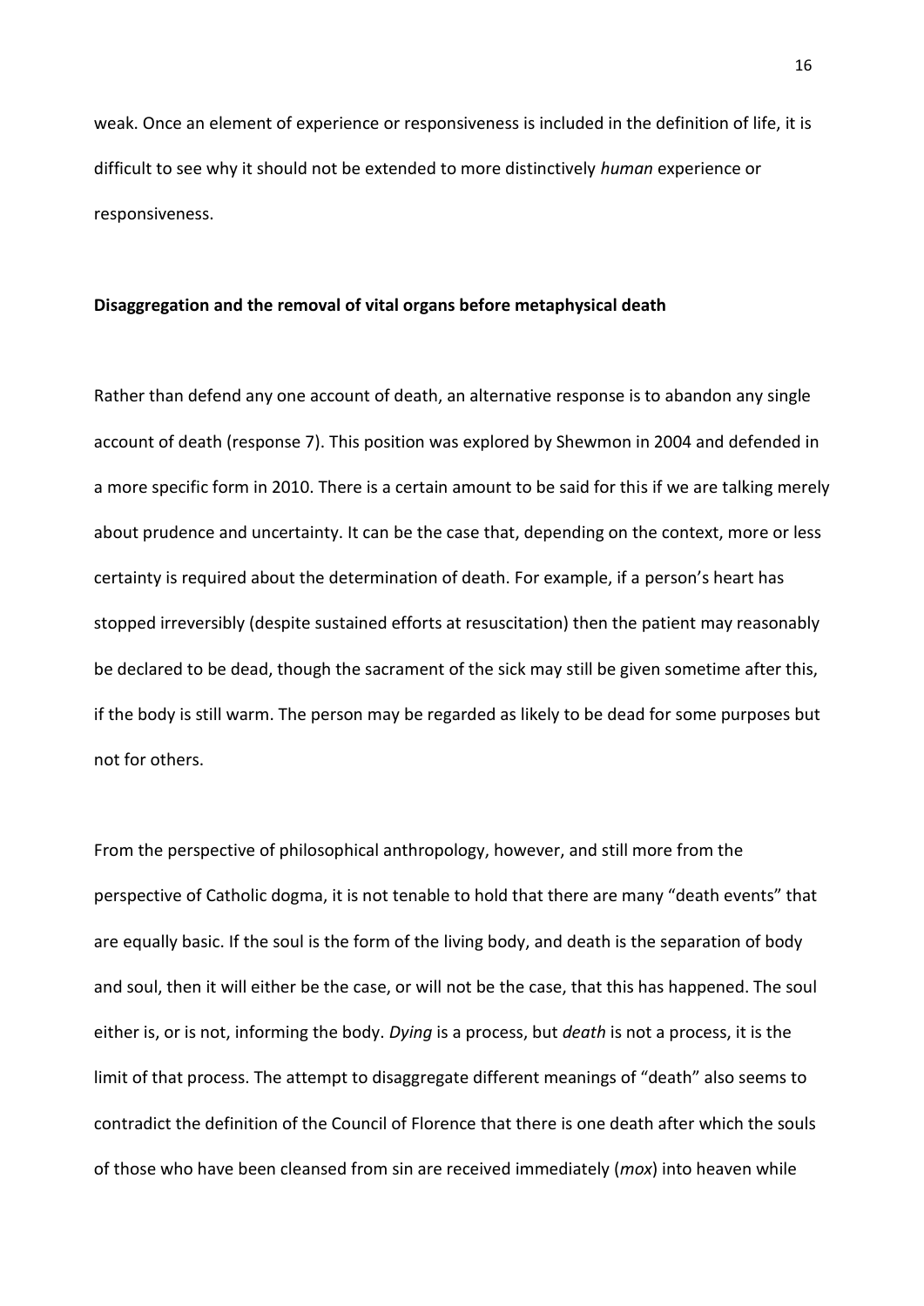weak. Once an element of experience or responsiveness is included in the definition of life, it is difficult to see why it should not be extended to more distinctively *human* experience or responsiveness.

**Disaggregation and the removal of vital organs before metaphysical death**

Rather than defend any one account of death, an alternative response is to abandon any single account of death (response 7). This position was explored by Shewmon in 2004 and defended in a more specific form in 2010. There is a certain amount to be said for this if we are talking merely about prudence and uncertainty. It can be the case that, depending on the context, more or less certainty is required about the determination of death. For example, if a person's heart has stopped irreversibly (despite sustained efforts at resuscitation) then the patient may reasonably be declared to be dead, though the sacrament of the sick may still be given sometime after this, if the body is still warm. The person may be regarded as likely to be dead for some purposes but not for others.

From the perspective of philosophical anthropology, however, and still more from the perspective of Catholic dogma, it is not tenable to hold that there are many "death events" that are equally basic. If the soul is the form of the living body, and death is the separation of body and soul, then it will either be the case, or will not be the case, that this has happened. The soul either is, or is not, informing the body. *Dying* is a process, but *death* is not a process, it is the limit of that process. The attempt to disaggregate different meanings of "death" also seems to contradict the definition of the Council of Florence that there is one death after which the souls of those who have been cleansed from sin are received immediately (*mox*) into heaven while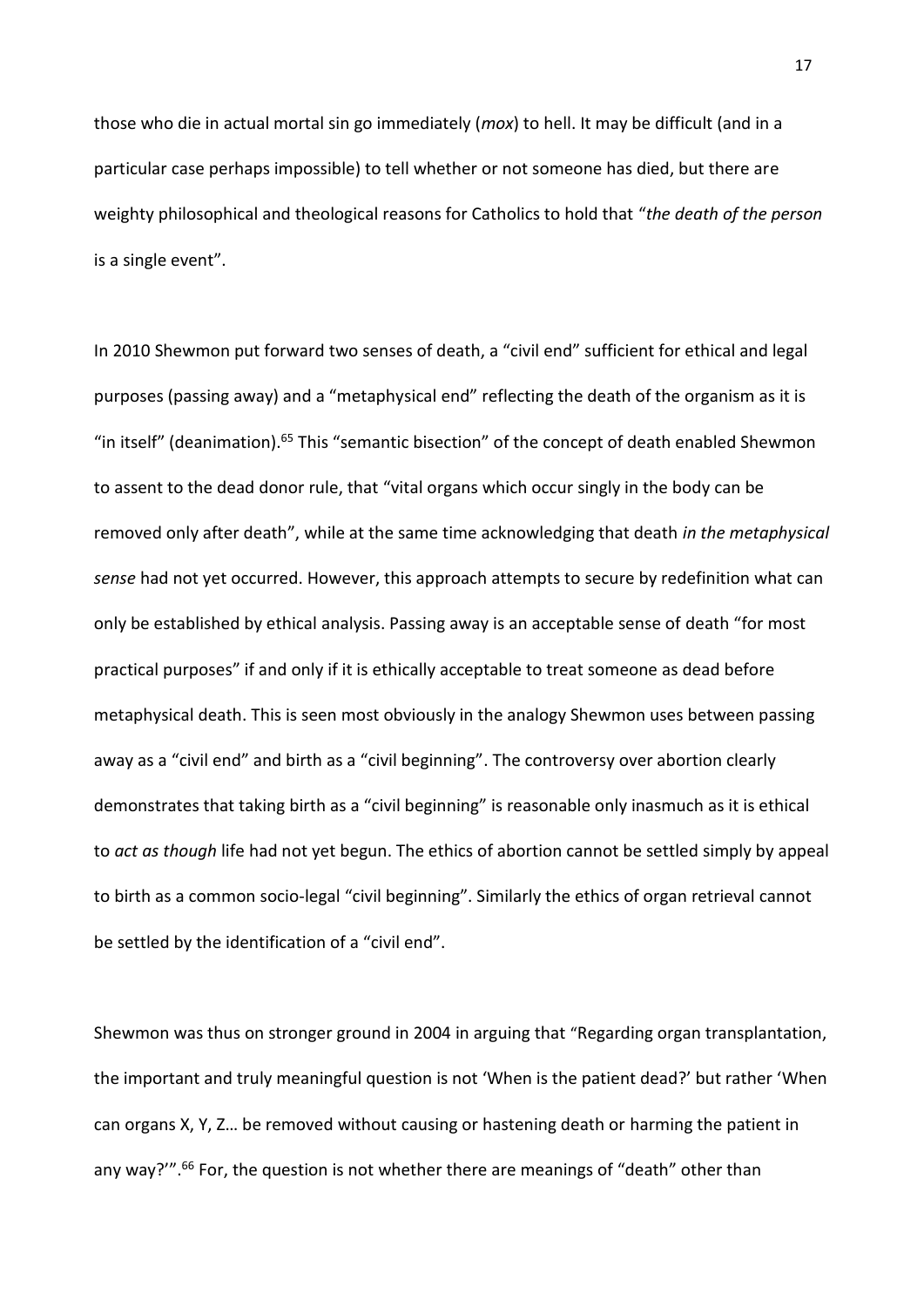those who die in actual mortal sin go immediately (*mox*) to hell. It may be difficult (and in a particular case perhaps impossible) to tell whether or not someone has died, but there are weighty philosophical and theological reasons for Catholics to hold that "*the death of the person* is a single event".

In 2010 Shewmon put forward two senses of death, a "civil end" sufficient for ethical and legal purposes (passing away) and a "metaphysical end" reflecting the death of the organism as it is "in itself" (deanimation).[65] This "semantic bisection" of the concept of death enabled Shewmon to assent to the dead donor rule, that "vital organs which occur singly in the body can be removed only after death", while at the same time acknowledging that death *in the metaphysical sense* had not yet occurred. However, this approach attempts to secure by redefinition what can only be established by ethical analysis. Passing away is an acceptable sense of death "for most practical purposes" if and only if it is ethically acceptable to treat someone as dead before metaphysical death. This is seen most obviously in the analogy Shewmon uses between passing away as a "civil end" and birth as a "civil beginning". The controversy over abortion clearly demonstrates that taking birth as a "civil beginning" is reasonable only inasmuch as it is ethical to *act as though* life had not yet begun. The ethics of abortion cannot be settled simply by appeal to birth as a common socio-legal "civil beginning". Similarly the ethics of organ retrieval cannot be settled by the identification of a "civil end".

Shewmon was thus on stronger ground in 2004 in arguing that "Regarding organ transplantation, the important and truly meaningful question is not 'When is the patient dead?' but rather 'When can organs X, Y, Z… be removed without causing or hastening death or harming the patient in any way?'".[66] For, the question is not whether there are meanings of "death" other than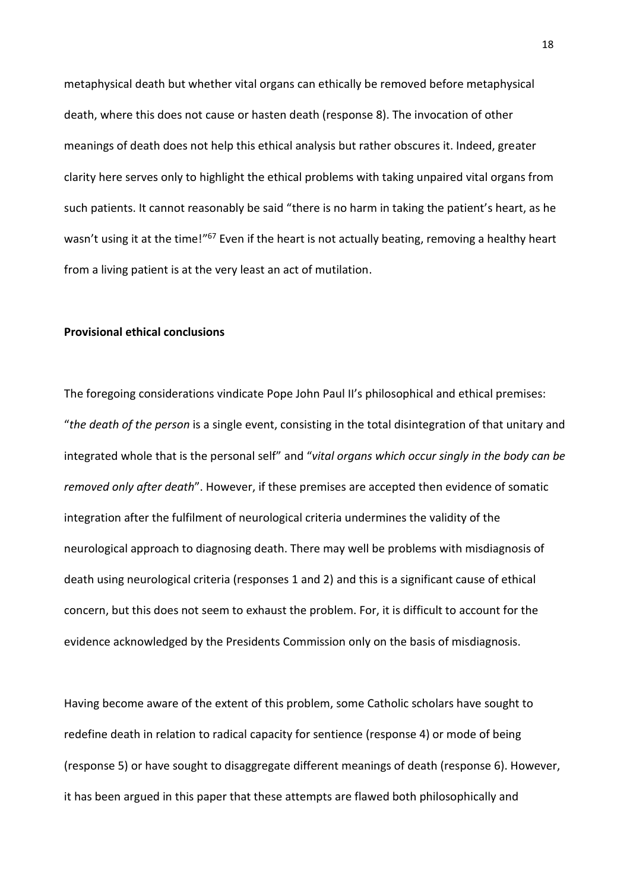metaphysical death but whether vital organs can ethically be removed before metaphysical death, where this does not cause or hasten death (response 8). The invocation of other meanings of death does not help this ethical analysis but rather obscures it. Indeed, greater clarity here serves only to highlight the ethical problems with taking unpaired vital organs from such patients. It cannot reasonably be said "there is no harm in taking the patient's heart, as he wasn't using it at the time!"[67] Even if the heart is not actually beating, removing a healthy heart from a living patient is at the very least an act of mutilation.

**Provisional ethical conclusions**

The foregoing considerations vindicate Pope John Paul II's philosophical and ethical premises: "*the death of the person* is a single event, consisting in the total disintegration of that unitary and integrated whole that is the personal self" and "*vital organs which occur singly in the body can be removed only after death*". However, if these premises are accepted then evidence of somatic integration after the fulfilment of neurological criteria undermines the validity of the neurological approach to diagnosing death. There may well be problems with misdiagnosis of death using neurological criteria (responses 1 and 2) and this is a significant cause of ethical concern, but this does not seem to exhaust the problem. For, it is difficult to account for the evidence acknowledged by the Presidents Commission only on the basis of misdiagnosis.

Having become aware of the extent of this problem, some Catholic scholars have sought to redefine death in relation to radical capacity for sentience (response 4) or mode of being (response 5) or have sought to disaggregate different meanings of death (response 6). However, it has been argued in this paper that these attempts are flawed both philosophically and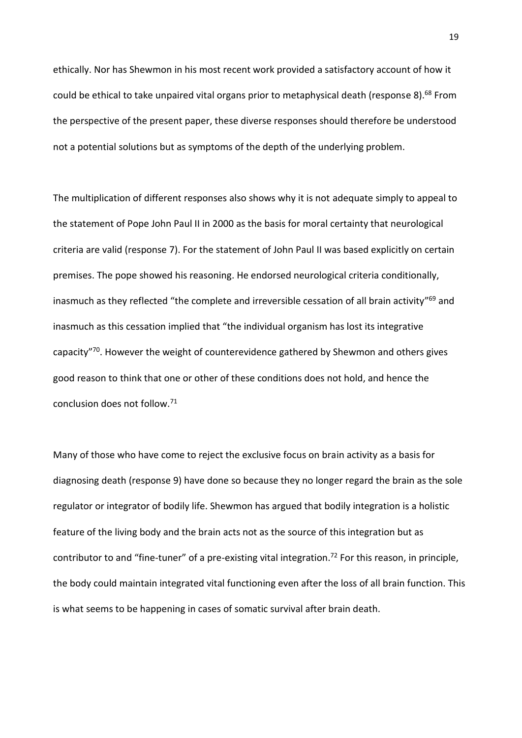ethically. Nor has Shewmon in his most recent work provided a satisfactory account of how it could be ethical to take unpaired vital organs prior to metaphysical death (response 8).[68] From the perspective of the present paper, these diverse responses should therefore be understood not a potential solutions but as symptoms of the depth of the underlying problem.

The multiplication of different responses also shows why it is not adequate simply to appeal to the statement of Pope John Paul II in 2000 as the basis for moral certainty that neurological criteria are valid (response 7). For the statement of John Paul II was based explicitly on certain premises. The pope showed his reasoning. He endorsed neurological criteria conditionally, inasmuch as they reflected "the complete and irreversible cessation of all brain activity"[69] and inasmuch as this cessation implied that "the individual organism has lost its integrative capacity"[70]. However the weight of counterevidence gathered by Shewmon and others gives good reason to think that one or other of these conditions does not hold, and hence the conclusion does not follow.[71]

Many of those who have come to reject the exclusive focus on brain activity as a basis for diagnosing death (response 9) have done so because they no longer regard the brain as the sole regulator or integrator of bodily life. Shewmon has argued that bodily integration is a holistic feature of the living body and the brain acts not as the source of this integration but as contributor to and "fine-tuner" of a pre-existing vital integration.[72] For this reason, in principle, the body could maintain integrated vital functioning even after the loss of all brain function. This is what seems to be happening in cases of somatic survival after brain death.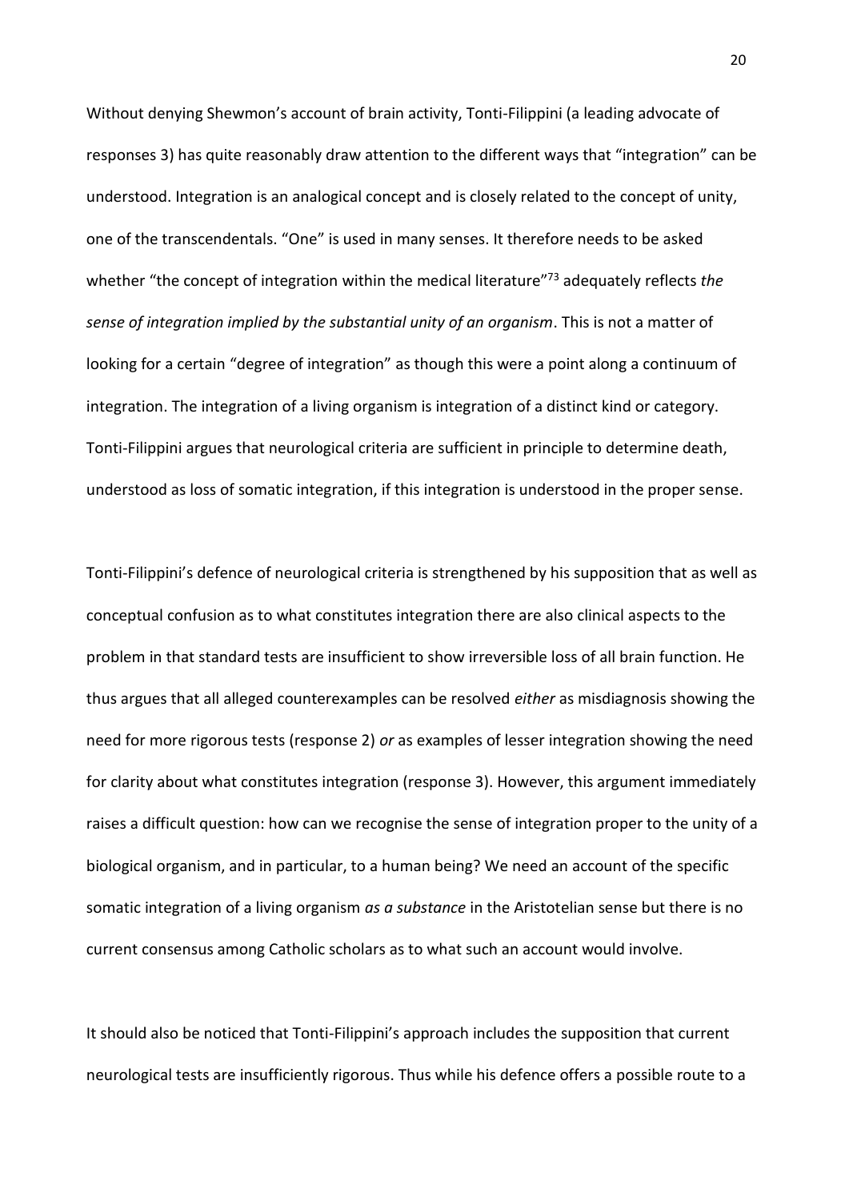Without denying Shewmon's account of brain activity, Tonti-Filippini (a leading advocate of responses 3) has quite reasonably draw attention to the different ways that "integration" can be understood. Integration is an analogical concept and is closely related to the concept of unity, one of the transcendentals. "One" is used in many senses. It therefore needs to be asked whether "the concept of integration within the medical literature"[73] adequately reflects *the sense of integration implied by the substantial unity of an organism*. This is not a matter of looking for a certain "degree of integration" as though this were a point along a continuum of integration. The integration of a living organism is integration of a distinct kind or category. Tonti-Filippini argues that neurological criteria are sufficient in principle to determine death, understood as loss of somatic integration, if this integration is understood in the proper sense.

Tonti-Filippini's defence of neurological criteria is strengthened by his supposition that as well as conceptual confusion as to what constitutes integration there are also clinical aspects to the problem in that standard tests are insufficient to show irreversible loss of all brain function. He thus argues that all alleged counterexamples can be resolved *either* as misdiagnosis showing the need for more rigorous tests (response 2) *or* as examples of lesser integration showing the need for clarity about what constitutes integration (response 3). However, this argument immediately raises a difficult question: how can we recognise the sense of integration proper to the unity of a biological organism, and in particular, to a human being? We need an account of the specific somatic integration of a living organism *as a substance* in the Aristotelian sense but there is no current consensus among Catholic scholars as to what such an account would involve.

It should also be noticed that Tonti-Filippini's approach includes the supposition that current neurological tests are insufficiently rigorous. Thus while his defence offers a possible route to a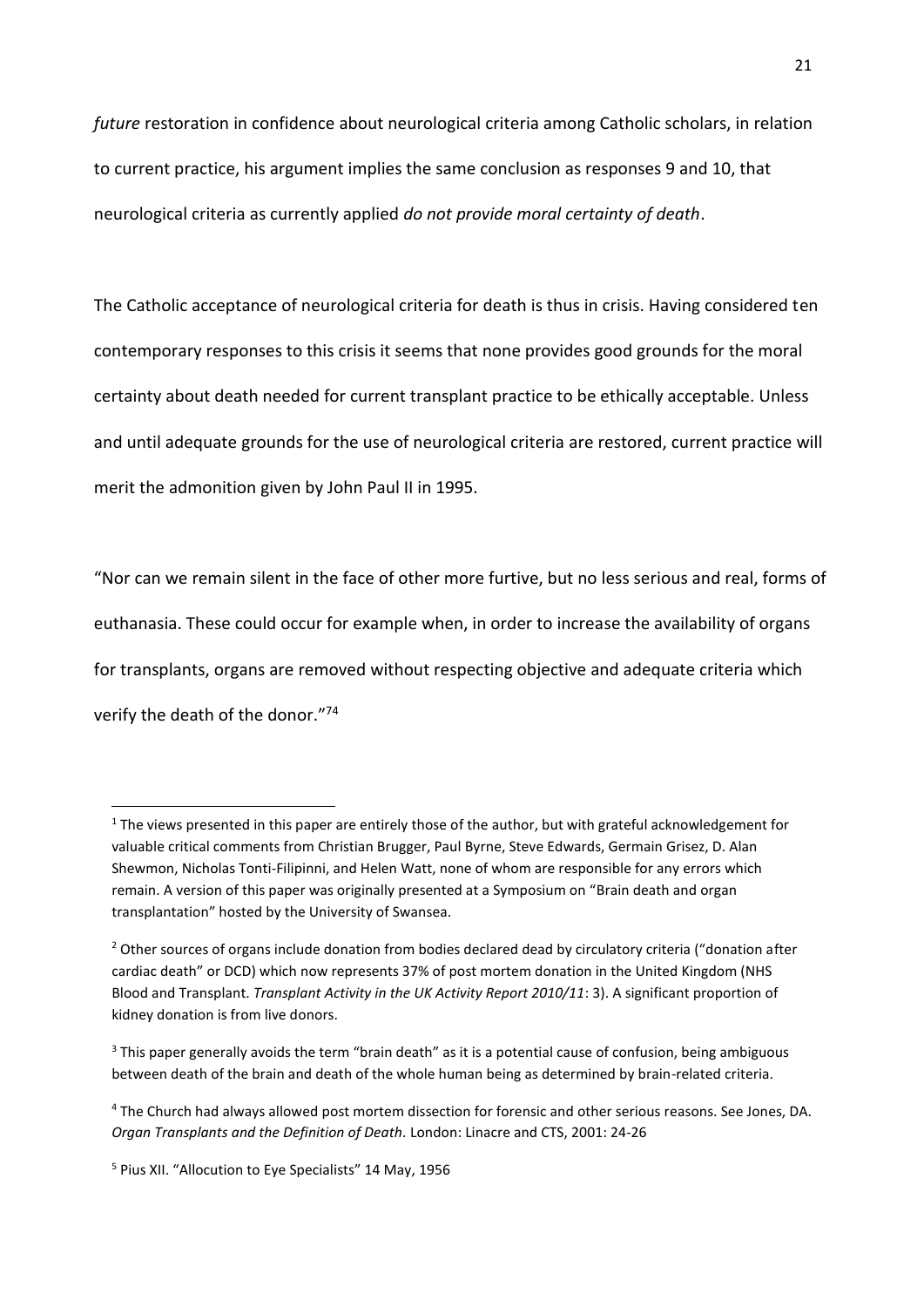*future* restoration in confidence about neurological criteria among Catholic scholars, in relation to current practice, his argument implies the same conclusion as responses 9 and 10, that neurological criteria as currently applied *do not provide moral certainty of death*.

The Catholic acceptance of neurological criteria for death is thus in crisis. Having considered ten contemporary responses to this crisis it seems that none provides good grounds for the moral certainty about death needed for current transplant practice to be ethically acceptable. Unless and until adequate grounds for the use of neurological criteria are restored, current practice will merit the admonition given by John Paul II in 1995.

"Nor can we remain silent in the face of other more furtive, but no less serious and real, forms of euthanasia. These could occur for example when, in order to increase the availability of organs for transplants, organs are removed without respecting objective and adequate criteria which verify the death of the donor."[74]

---

[1] The views presented in this paper are entirely those of the author, but with grateful acknowledgement for valuable critical comments from Christian Brugger, Paul Byrne, Steve Edwards, Germain Grisez, D. Alan Shewmon, Nicholas Tonti-Filipinni, and Helen Watt, none of whom are responsible for any errors which remain. A version of this paper was originally presented at a Symposium on "Brain death and organ transplantation" hosted by the University of Swansea.

[2] Other sources of organs include donation from bodies declared dead by circulatory criteria ("donation after cardiac death" or DCD) which now represents 37% of post mortem donation in the United Kingdom (NHS Blood and Transplant. *Transplant Activity in the UK Activity Report 2010/11*: 3). A significant proportion of kidney donation is from live donors.

[3] This paper generally avoids the term "brain death" as it is a potential cause of confusion, being ambiguous between death of the brain and death of the whole human being as determined by brain-related criteria.

[4] The Church had always allowed post mortem dissection for forensic and other serious reasons. See Jones, DA. *Organ Transplants and the Definition of Death*. London: Linacre and CTS, 2001: 24-26

[5] Pius XII. "Allocution to Eye Specialists" 14 May, 1956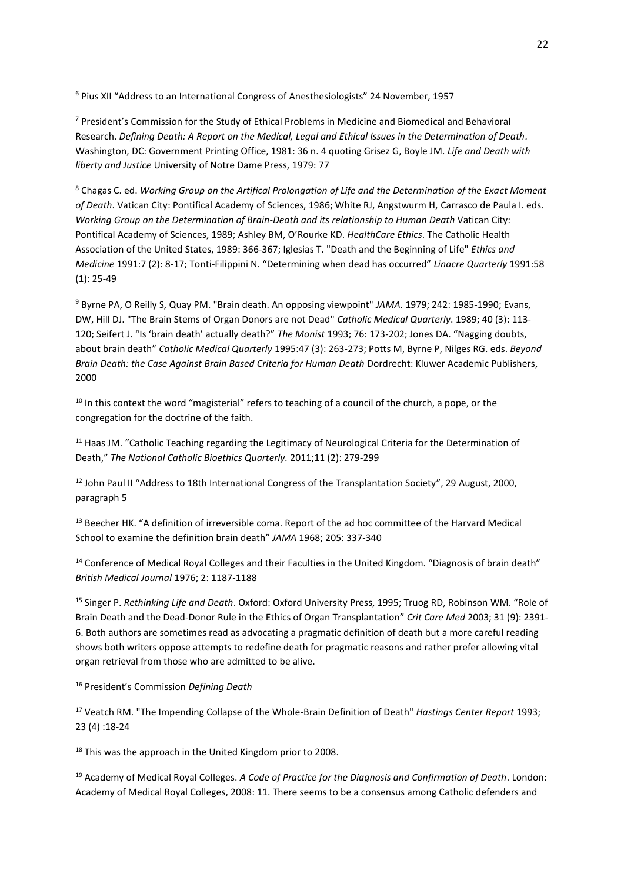[6] Pius XII "Address to an International Congress of Anesthesiologists" 24 November, 1957

[7] President's Commission for the Study of Ethical Problems in Medicine and Biomedical and Behavioral Research. *Defining Death: A Report on the Medical, Legal and Ethical Issues in the Determination of Death*. Washington, DC: Government Printing Office, 1981: 36 n. 4 quoting Grisez G, Boyle JM. *Life and Death with liberty and Justice* University of Notre Dame Press, 1979: 77

[8] Chagas C. ed. *Working Group on the Artifical Prolongation of Life and the Determination of the Exact Moment of Death*. Vatican City: Pontifical Academy of Sciences, 1986; White RJ, Angstwurm H, Carrasco de Paula I. eds. *Working Group on the Determination of Brain-Death and its relationship to Human Death* Vatican City: Pontifical Academy of Sciences, 1989; Ashley BM, O'Rourke KD. *HealthCare Ethics*. The Catholic Health Association of the United States, 1989: 366-367; Iglesias T. "Death and the Beginning of Life" *Ethics and Medicine* 1991:7 (2): 8-17; Tonti-Filippini N. "Determining when dead has occurred" *Linacre Quarterly* 1991:58 (1): 25-49

[9] Byrne PA, O Reilly S, Quay PM. "Brain death. An opposing viewpoint" *JAMA.* 1979; 242: 1985-1990; Evans, DW, Hill DJ. "The Brain Stems of Organ Donors are not Dead" *Catholic Medical Quarterly*. 1989; 40 (3): 113-120; Seifert J. "Is 'brain death' actually death?" *The Monist* 1993; 76: 173-202; Jones DA. "Nagging doubts, about brain death" *Catholic Medical Quarterly* 1995:47 (3): 263-273; Potts M, Byrne P, Nilges RG. eds. *Beyond Brain Death: the Case Against Brain Based Criteria for Human Death* Dordrecht: Kluwer Academic Publishers, 2000

[10] In this context the word "magisterial" refers to teaching of a council of the church, a pope, or the congregation for the doctrine of the faith.

[11] Haas JM. "Catholic Teaching regarding the Legitimacy of Neurological Criteria for the Determination of Death," *The National Catholic Bioethics Quarterly*. 2011;11 (2): 279-299

[12] John Paul II "Address to 18th International Congress of the Transplantation Society", 29 August, 2000, paragraph 5

[13] Beecher HK. "A definition of irreversible coma. Report of the ad hoc committee of the Harvard Medical School to examine the definition brain death" *JAMA* 1968; 205: 337-340

[14] Conference of Medical Royal Colleges and their Faculties in the United Kingdom. "Diagnosis of brain death" *British Medical Journal* 1976; 2: 1187-1188

[15] Singer P. *Rethinking Life and Death*. Oxford: Oxford University Press, 1995; Truog RD, Robinson WM. "Role of Brain Death and the Dead-Donor Rule in the Ethics of Organ Transplantation" *Crit Care Med* 2003; 31 (9): 2391-6. Both authors are sometimes read as advocating a pragmatic definition of death but a more careful reading shows both writers oppose attempts to redefine death for pragmatic reasons and rather prefer allowing vital organ retrieval from those who are admitted to be alive.

[16] President's Commission *Defining Death*

[17] Veatch RM. "The Impending Collapse of the Whole-Brain Definition of Death" *Hastings Center Report* 1993; 23 (4) :18-24

[18] This was the approach in the United Kingdom prior to 2008.

[19] Academy of Medical Royal Colleges. *A Code of Practice for the Diagnosis and Confirmation of Death*. London: Academy of Medical Royal Colleges, 2008: 11. There seems to be a consensus among Catholic defenders and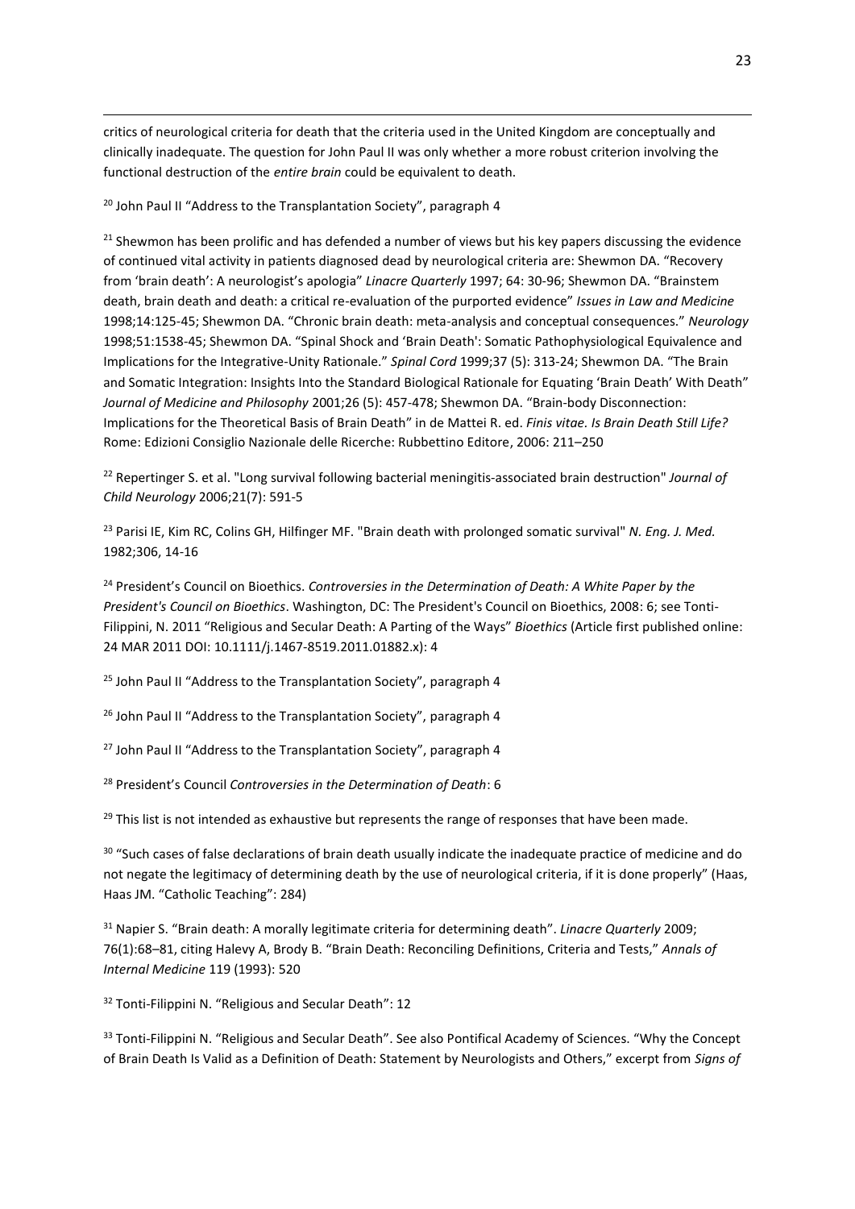critics of neurological criteria for death that the criteria used in the United Kingdom are conceptually and clinically inadequate. The question for John Paul II was only whether a more robust criterion involving the functional destruction of the *entire brain* could be equivalent to death.

[20] John Paul II "Address to the Transplantation Society", paragraph 4

[21] Shewmon has been prolific and has defended a number of views but his key papers discussing the evidence of continued vital activity in patients diagnosed dead by neurological criteria are: Shewmon DA. "Recovery from 'brain death': A neurologist's apologia" *Linacre Quarterly* 1997; 64: 30-96; Shewmon DA. "Brainstem death, brain death and death: a critical re-evaluation of the purported evidence" *Issues in Law and Medicine* 1998;14:125-45; Shewmon DA. "Chronic brain death: meta-analysis and conceptual consequences." *Neurology* 1998;51:1538-45; Shewmon DA. "Spinal Shock and 'Brain Death': Somatic Pathophysiological Equivalence and Implications for the Integrative-Unity Rationale." *Spinal Cord* 1999;37 (5): 313-24; Shewmon DA. "The Brain and Somatic Integration: Insights Into the Standard Biological Rationale for Equating 'Brain Death' With Death" *Journal of Medicine and Philosophy* 2001;26 (5): 457-478; Shewmon DA. "Brain-body Disconnection: Implications for the Theoretical Basis of Brain Death" in de Mattei R. ed. *Finis vitae. Is Brain Death Still Life?* Rome: Edizioni Consiglio Nazionale delle Ricerche: Rubbettino Editore, 2006: 211–250

[22] Repertinger S. et al. "Long survival following bacterial meningitis-associated brain destruction" *Journal of Child Neurology* 2006;21(7): 591-5

[23] Parisi IE, Kim RC, Colins GH, Hilfinger MF. "Brain death with prolonged somatic survival" *N. Eng. J. Med.* 1982;306, 14-16

[24] President's Council on Bioethics. *Controversies in the Determination of Death: A White Paper by the President's Council on Bioethics*. Washington, DC: The President's Council on Bioethics, 2008: 6; see Tonti-Filippini, N. 2011 "Religious and Secular Death: A Parting of the Ways" *Bioethics* (Article first published online: 24 MAR 2011 DOI: 10.1111/j.1467-8519.2011.01882.x): 4

[25] John Paul II "Address to the Transplantation Society", paragraph 4

[26] John Paul II "Address to the Transplantation Society", paragraph 4

[27] John Paul II "Address to the Transplantation Society", paragraph 4

[28] President's Council *Controversies in the Determination of Death*: 6

[29] This list is not intended as exhaustive but represents the range of responses that have been made.

[30] "Such cases of false declarations of brain death usually indicate the inadequate practice of medicine and do not negate the legitimacy of determining death by the use of neurological criteria, if it is done properly" (Haas, Haas JM. "Catholic Teaching": 284)

[31] Napier S. "Brain death: A morally legitimate criteria for determining death". *Linacre Quarterly* 2009; 76(1):68–81, citing Halevy A, Brody B. "Brain Death: Reconciling Definitions, Criteria and Tests," *Annals of Internal Medicine* 119 (1993): 520

[32] Tonti-Filippini N. "Religious and Secular Death": 12

[33] Tonti-Filippini N. "Religious and Secular Death". See also Pontifical Academy of Sciences. "Why the Concept of Brain Death Is Valid as a Definition of Death: Statement by Neurologists and Others," excerpt from *Signs of*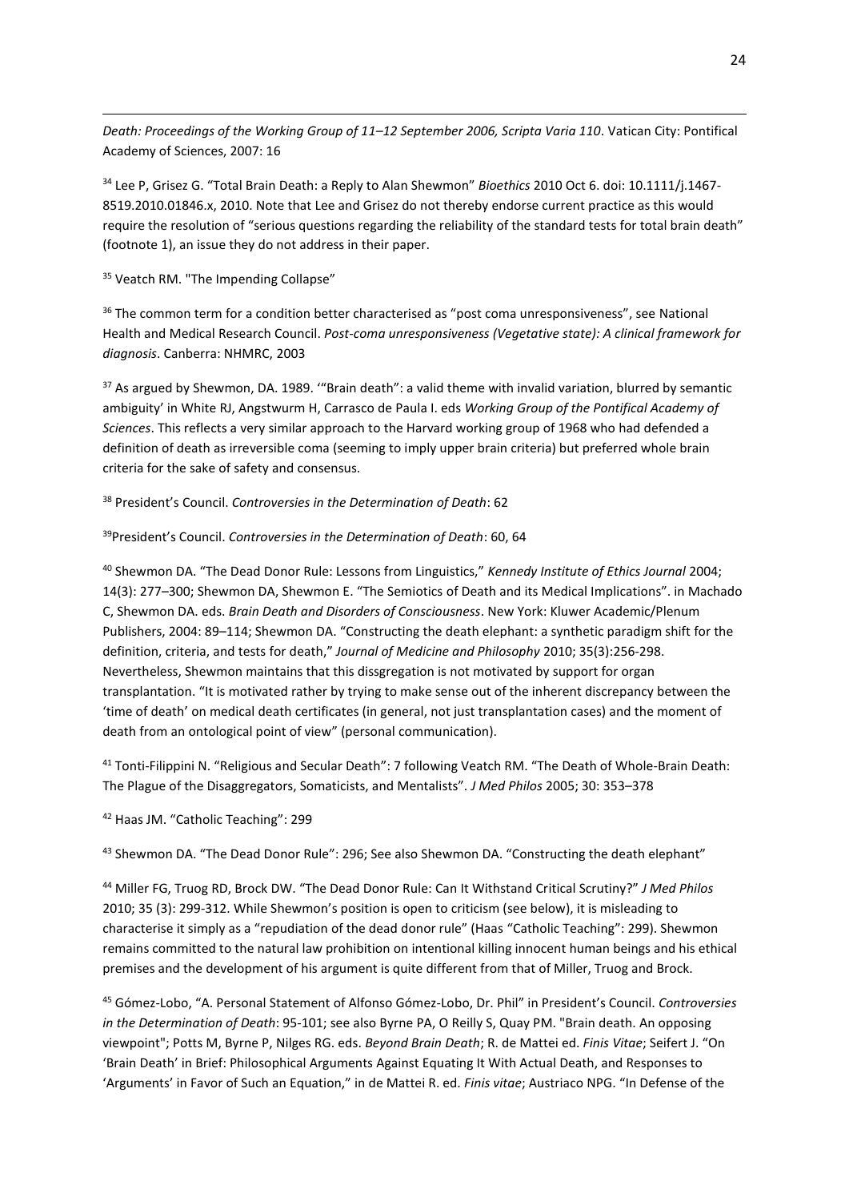*Death: Proceedings of the Working Group of 11–12 September 2006, Scripta Varia 110*. Vatican City: Pontifical Academy of Sciences, 2007: 16

[34] Lee P, Grisez G. "Total Brain Death: a Reply to Alan Shewmon" *Bioethics* 2010 Oct 6. doi: 10.1111/j.1467-8519.2010.01846.x, 2010. Note that Lee and Grisez do not thereby endorse current practice as this would require the resolution of "serious questions regarding the reliability of the standard tests for total brain death" (footnote 1), an issue they do not address in their paper.

[35] Veatch RM. "The Impending Collapse"

[36] The common term for a condition better characterised as "post coma unresponsiveness", see National Health and Medical Research Council. *Post-coma unresponsiveness (Vegetative state): A clinical framework for diagnosis*. Canberra: NHMRC, 2003

[37] As argued by Shewmon, DA. 1989. '"Brain death": a valid theme with invalid variation, blurred by semantic ambiguity' in White RJ, Angstwurm H, Carrasco de Paula I. eds *Working Group of the Pontifical Academy of Sciences*. This reflects a very similar approach to the Harvard working group of 1968 who had defended a definition of death as irreversible coma (seeming to imply upper brain criteria) but preferred whole brain criteria for the sake of safety and consensus.

[38] President's Council. *Controversies in the Determination of Death*: 62

[39] President's Council. *Controversies in the Determination of Death*: 60, 64

[40] Shewmon DA. "The Dead Donor Rule: Lessons from Linguistics," *Kennedy Institute of Ethics Journal* 2004; 14(3): 277–300; Shewmon DA, Shewmon E. "The Semiotics of Death and its Medical Implications". in Machado C, Shewmon DA. eds. *Brain Death and Disorders of Consciousness*. New York: Kluwer Academic/Plenum Publishers, 2004: 89–114; Shewmon DA. "Constructing the death elephant: a synthetic paradigm shift for the definition, criteria, and tests for death," *Journal of Medicine and Philosophy* 2010; 35(3):256-298. Nevertheless, Shewmon maintains that this dissgregation is not motivated by support for organ transplantation. "It is motivated rather by trying to make sense out of the inherent discrepancy between the 'time of death' on medical death certificates (in general, not just transplantation cases) and the moment of death from an ontological point of view" (personal communication).

[41] Tonti-Filippini N. "Religious and Secular Death": 7 following Veatch RM. "The Death of Whole-Brain Death: The Plague of the Disaggregators, Somaticists, and Mentalists". *J Med Philos* 2005; 30: 353–378

[42] Haas JM. "Catholic Teaching": 299

[43] Shewmon DA. "The Dead Donor Rule": 296; See also Shewmon DA. "Constructing the death elephant"

[44] Miller FG, Truog RD, Brock DW. "The Dead Donor Rule: Can It Withstand Critical Scrutiny?" *J Med Philos* 2010; 35 (3): 299-312. While Shewmon's position is open to criticism (see below), it is misleading to characterise it simply as a "repudiation of the dead donor rule" (Haas "Catholic Teaching": 299). Shewmon remains committed to the natural law prohibition on intentional killing innocent human beings and his ethical premises and the development of his argument is quite different from that of Miller, Truog and Brock.

[45] Gómez-Lobo, "A. Personal Statement of Alfonso Gómez-Lobo, Dr. Phil" in President's Council. *Controversies in the Determination of Death*: 95-101; see also Byrne PA, O Reilly S, Quay PM. "Brain death. An opposing viewpoint"; Potts M, Byrne P, Nilges RG. eds. *Beyond Brain Death*; R. de Mattei ed. *Finis Vitae*; Seifert J. "On 'Brain Death' in Brief: Philosophical Arguments Against Equating It With Actual Death, and Responses to 'Arguments' in Favor of Such an Equation," in de Mattei R. ed. *Finis vitae*; Austriaco NPG. "In Defense of the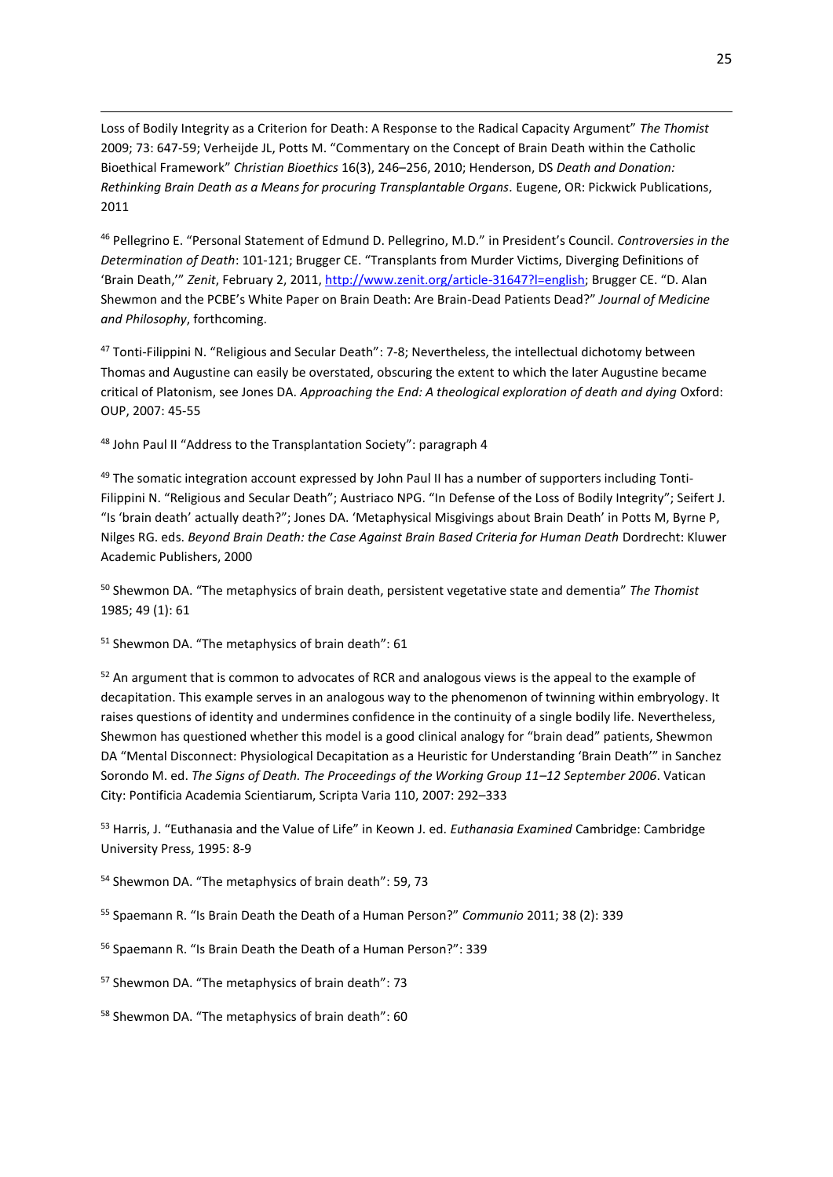Loss of Bodily Integrity as a Criterion for Death: A Response to the Radical Capacity Argument" *The Thomist* 2009; 73: 647-59; Verheijde JL, Potts M. "Commentary on the Concept of Brain Death within the Catholic Bioethical Framework" *Christian Bioethics* 16(3), 246–256, 2010; Henderson, DS *Death and Donation: Rethinking Brain Death as a Means for procuring Transplantable Organs*. Eugene, OR: Pickwick Publications, 2011

[46] Pellegrino E. "Personal Statement of Edmund D. Pellegrino, M.D." in President's Council. *Controversies in the Determination of Death*: 101-121; Brugger CE. "Transplants from Murder Victims, Diverging Definitions of 'Brain Death,'" *Zenit*, February 2, 2011, http://www.zenit.org/article-31647?l=english; Brugger CE. "D. Alan Shewmon and the PCBE's White Paper on Brain Death: Are Brain-Dead Patients Dead?" *Journal of Medicine and Philosophy*, forthcoming.

[47] Tonti-Filippini N. "Religious and Secular Death": 7-8; Nevertheless, the intellectual dichotomy between Thomas and Augustine can easily be overstated, obscuring the extent to which the later Augustine became critical of Platonism, see Jones DA. *Approaching the End: A theological exploration of death and dying* Oxford: OUP, 2007: 45-55

[48] John Paul II "Address to the Transplantation Society": paragraph 4

[49] The somatic integration account expressed by John Paul II has a number of supporters including Tonti-Filippini N. "Religious and Secular Death"; Austriaco NPG. "In Defense of the Loss of Bodily Integrity"; Seifert J. "Is 'brain death' actually death?"; Jones DA. 'Metaphysical Misgivings about Brain Death' in Potts M, Byrne P, Nilges RG. eds. *Beyond Brain Death: the Case Against Brain Based Criteria for Human Death* Dordrecht: Kluwer Academic Publishers, 2000

[50] Shewmon DA. "The metaphysics of brain death, persistent vegetative state and dementia" *The Thomist* 1985; 49 (1): 61

[51] Shewmon DA. "The metaphysics of brain death": 61

[52] An argument that is common to advocates of RCR and analogous views is the appeal to the example of decapitation. This example serves in an analogous way to the phenomenon of twinning within embryology. It raises questions of identity and undermines confidence in the continuity of a single bodily life. Nevertheless, Shewmon has questioned whether this model is a good clinical analogy for "brain dead" patients, Shewmon DA "Mental Disconnect: Physiological Decapitation as a Heuristic for Understanding 'Brain Death'" in Sanchez Sorondo M. ed. *The Signs of Death. The Proceedings of the Working Group 11–12 September 2006*. Vatican City: Pontificia Academia Scientiarum, Scripta Varia 110, 2007: 292–333

[53] Harris, J. "Euthanasia and the Value of Life" in Keown J. ed. *Euthanasia Examined* Cambridge: Cambridge University Press, 1995: 8-9

[54] Shewmon DA. "The metaphysics of brain death": 59, 73

[55] Spaemann R. "Is Brain Death the Death of a Human Person?" *Communio* 2011; 38 (2): 339

[56] Spaemann R. "Is Brain Death the Death of a Human Person?": 339

[57] Shewmon DA. "The metaphysics of brain death": 73

[58] Shewmon DA. "The metaphysics of brain death": 60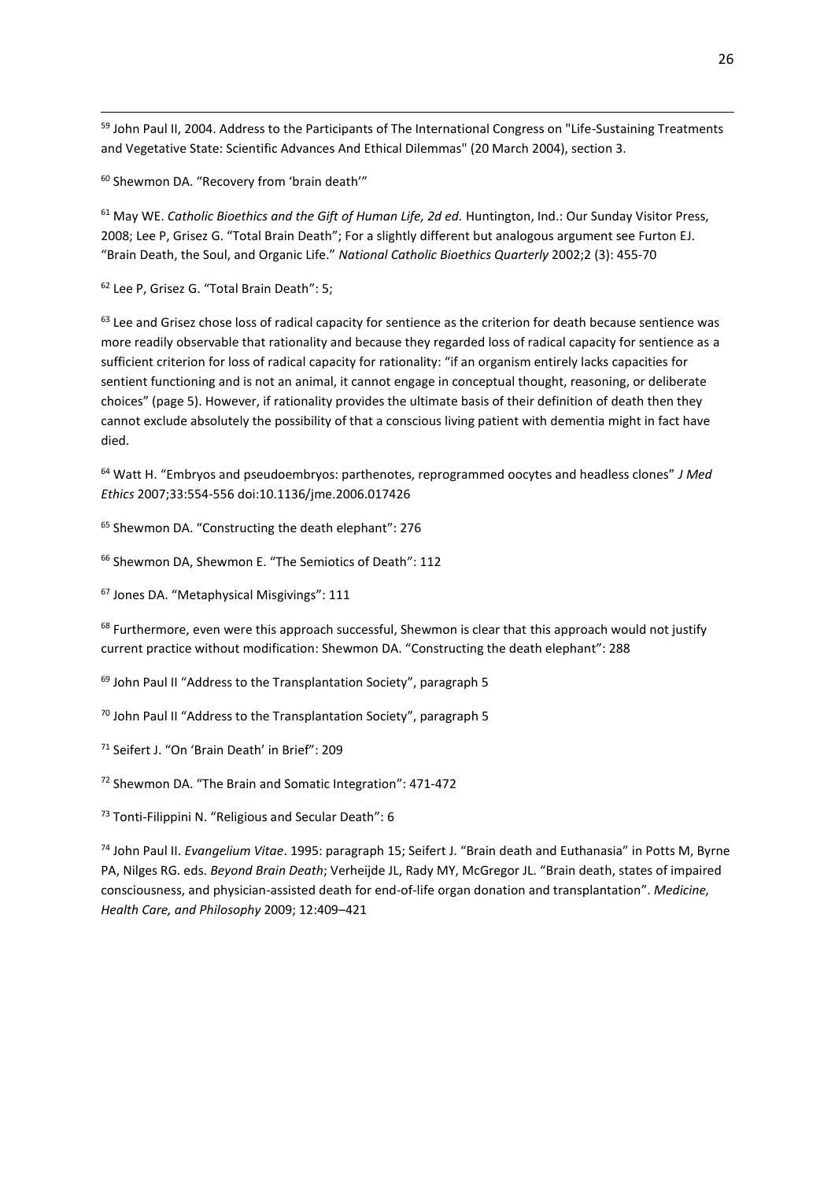[59] John Paul II, 2004. Address to the Participants of The International Congress on "Life-Sustaining Treatments and Vegetative State: Scientific Advances And Ethical Dilemmas" (20 March 2004), section 3.

[60] Shewmon DA. "Recovery from 'brain death'"

[61] May WE. *Catholic Bioethics and the Gift of Human Life, 2d ed.* Huntington, Ind.: Our Sunday Visitor Press, 2008; Lee P, Grisez G. "Total Brain Death"; For a slightly different but analogous argument see Furton EJ. "Brain Death, the Soul, and Organic Life." *National Catholic Bioethics Quarterly* 2002;2 (3): 455-70

[62] Lee P, Grisez G. "Total Brain Death": 5;

[63] Lee and Grisez chose loss of radical capacity for sentience as the criterion for death because sentience was more readily observable that rationality and because they regarded loss of radical capacity for sentience as a sufficient criterion for loss of radical capacity for rationality: "if an organism entirely lacks capacities for sentient functioning and is not an animal, it cannot engage in conceptual thought, reasoning, or deliberate choices" (page 5). However, if rationality provides the ultimate basis of their definition of death then they cannot exclude absolutely the possibility of that a conscious living patient with dementia might in fact have died.

[64] Watt H. "Embryos and pseudoembryos: parthenotes, reprogrammed oocytes and headless clones" *J Med Ethics* 2007;33:554-556 doi:10.1136/jme.2006.017426

[65] Shewmon DA. "Constructing the death elephant": 276

[66] Shewmon DA, Shewmon E. "The Semiotics of Death": 112

[67] Jones DA. "Metaphysical Misgivings": 111

[68] Furthermore, even were this approach successful, Shewmon is clear that this approach would not justify current practice without modification: Shewmon DA. "Constructing the death elephant": 288

[69] John Paul II "Address to the Transplantation Society", paragraph 5

[70] John Paul II "Address to the Transplantation Society", paragraph 5

[71] Seifert J. "On 'Brain Death' in Brief": 209

[72] Shewmon DA. "The Brain and Somatic Integration": 471-472

[73] Tonti-Filippini N. "Religious and Secular Death": 6

[74] John Paul II. *Evangelium Vitae*. 1995: paragraph 15; Seifert J. "Brain death and Euthanasia" in Potts M, Byrne PA, Nilges RG. eds. *Beyond Brain Death*; Verheijde JL, Rady MY, McGregor JL. "Brain death, states of impaired consciousness, and physician-assisted death for end-of-life organ donation and transplantation". *Medicine, Health Care, and Philosophy* 2009; 12:409–421